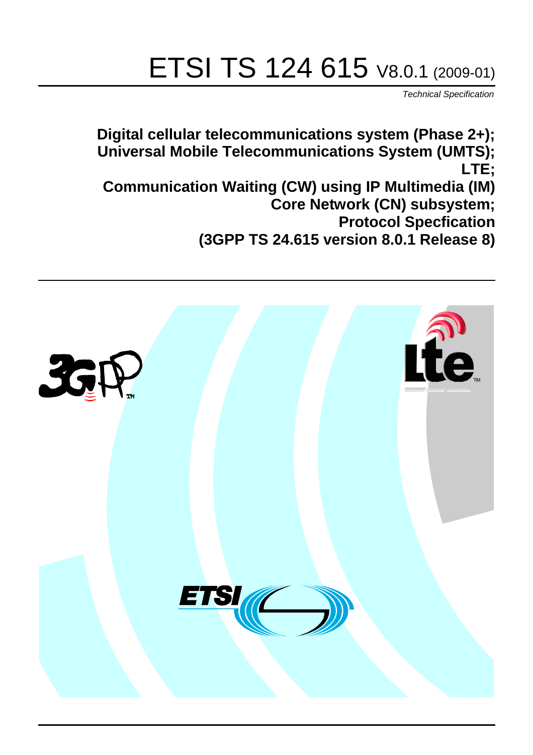# ETSI TS 124 615 V8.0.1 (2009-01)

*Technical Specification*

**Digital cellular telecommunications system (Phase 2+);
Universal Mobile Telecommunications System (UMTS);
LTE;
Communication Waiting (CW) using IP Multimedia (IM)
Core Network (CN) subsystem;
Protocol Specfication
(3GPP TS 24.615 version 8.0.1 Release 8)**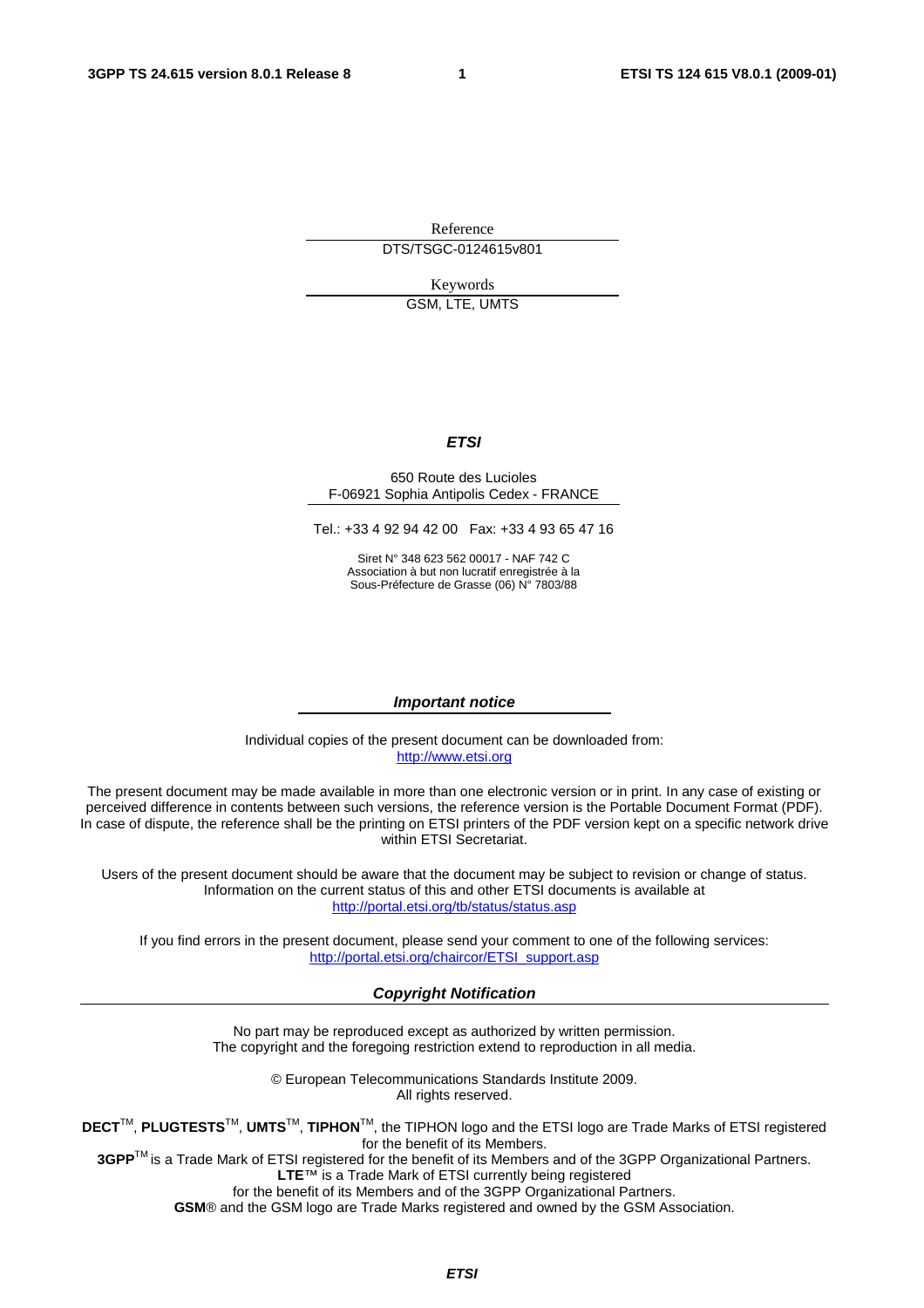Reference

DTS/TSGC-0124615v801

Keywords

GSM, LTE, UMTS

***ETSI***

650 Route des Lucioles
F-06921 Sophia Antipolis Cedex - FRANCE

Tel.: +33 4 92 94 42 00 Fax: +33 4 93 65 47 16

Siret N° 348 623 562 00017 - NAF 742 C
Association à but non lucratif enregistrée à la
Sous-Préfecture de Grasse (06) N° 7803/88

***Important notice***

Individual copies of the present document can be downloaded from:
http://www.etsi.org

The present document may be made available in more than one electronic version or in print. In any case of existing or perceived difference in contents between such versions, the reference version is the Portable Document Format (PDF). In case of dispute, the reference shall be the printing on ETSI printers of the PDF version kept on a specific network drive within ETSI Secretariat.

Users of the present document should be aware that the document may be subject to revision or change of status. Information on the current status of this and other ETSI documents is available at
http://portal.etsi.org/tb/status/status.asp

If you find errors in the present document, please send your comment to one of the following services:
http://portal.etsi.org/chaircor/ETSI_support.asp

***Copyright Notification***

No part may be reproduced except as authorized by written permission.
The copyright and the foregoing restriction extend to reproduction in all media.

© European Telecommunications Standards Institute 2009.
All rights reserved.

**DECT**™, **PLUGTESTS**™, **UMTS**™, **TIPHON**™, the TIPHON logo and the ETSI logo are Trade Marks of ETSI registered for the benefit of its Members.
**3GPP**™ is a Trade Mark of ETSI registered for the benefit of its Members and of the 3GPP Organizational Partners.
**LTE**™ is a Trade Mark of ETSI currently being registered
for the benefit of its Members and of the 3GPP Organizational Partners.
**GSM**® and the GSM logo are Trade Marks registered and owned by the GSM Association.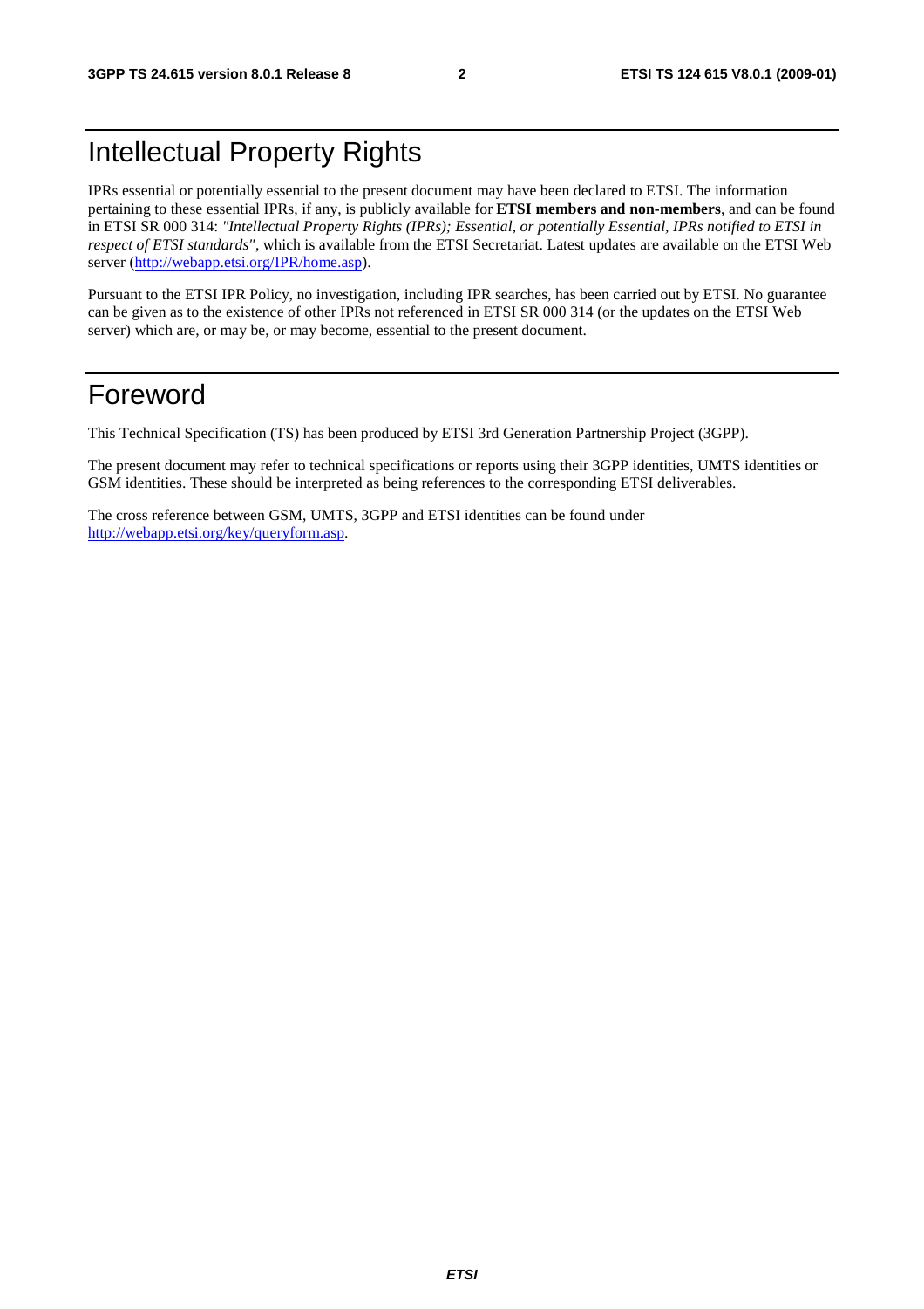# Intellectual Property Rights

IPRs essential or potentially essential to the present document may have been declared to ETSI. The information pertaining to these essential IPRs, if any, is publicly available for **ETSI members and non-members**, and can be found in ETSI SR 000 314: *"Intellectual Property Rights (IPRs); Essential, or potentially Essential, IPRs notified to ETSI in respect of ETSI standards"*, which is available from the ETSI Secretariat. Latest updates are available on the ETSI Web server (http://webapp.etsi.org/IPR/home.asp).

Pursuant to the ETSI IPR Policy, no investigation, including IPR searches, has been carried out by ETSI. No guarantee can be given as to the existence of other IPRs not referenced in ETSI SR 000 314 (or the updates on the ETSI Web server) which are, or may be, or may become, essential to the present document.

# Foreword

This Technical Specification (TS) has been produced by ETSI 3rd Generation Partnership Project (3GPP).

The present document may refer to technical specifications or reports using their 3GPP identities, UMTS identities or GSM identities. These should be interpreted as being references to the corresponding ETSI deliverables.

The cross reference between GSM, UMTS, 3GPP and ETSI identities can be found under http://webapp.etsi.org/key/queryform.asp.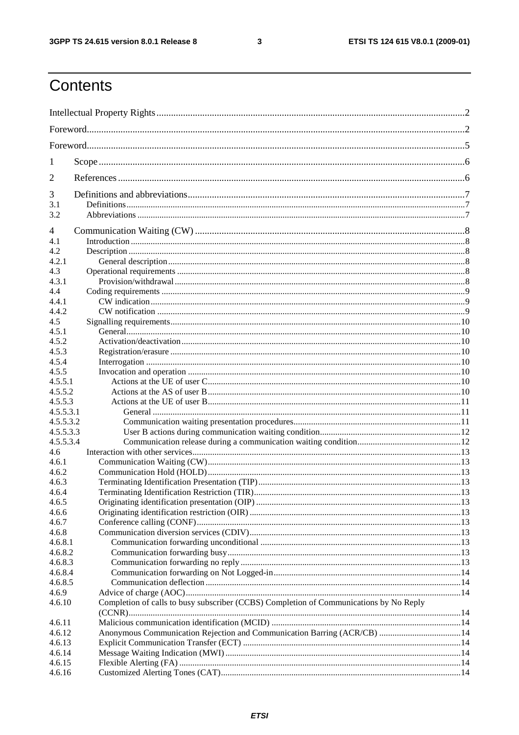# Contents

Intellectual Property Rights ..... 2

Foreword ..... 2

Foreword ..... 5

1 Scope ..... 6

2 References ..... 6

3 Definitions and abbreviations ..... 7

3.1 Definitions ..... 7

3.2 Abbreviations ..... 7

4 Communication Waiting (CW) ..... 8

4.1 Introduction ..... 8

4.2 Description ..... 8

4.2.1 General description ..... 8

4.3 Operational requirements ..... 8

4.3.1 Provision/withdrawal ..... 8

4.4 Coding requirements ..... 9

4.4.1 CW indication ..... 9

4.4.2 CW notification ..... 9

4.5 Signalling requirements ..... 10

4.5.1 General ..... 10

4.5.2 Activation/deactivation ..... 10

4.5.3 Registration/erasure ..... 10

4.5.4 Interrogation ..... 10

4.5.5 Invocation and operation ..... 10

4.5.5.1 Actions at the UE of user C ..... 10

4.5.5.2 Actions at the AS of user B ..... 10

4.5.5.3 Actions at the UE of user B ..... 11

4.5.5.3.1 General ..... 11

4.5.5.3.2 Communication waiting presentation procedures ..... 11

4.5.5.3.3 User B actions during communication waiting condition ..... 12

4.5.5.3.4 Communication release during a communication waiting condition ..... 12

4.6 Interaction with other services ..... 13

4.6.1 Communication Waiting (CW) ..... 13

4.6.2 Communication Hold (HOLD) ..... 13

4.6.3 Terminating Identification Presentation (TIP) ..... 13

4.6.4 Terminating Identification Restriction (TIR) ..... 13

4.6.5 Originating identification presentation (OIP) ..... 13

4.6.6 Originating identification restriction (OIR) ..... 13

4.6.7 Conference calling (CONF) ..... 13

4.6.8 Communication diversion services (CDIV) ..... 13

4.6.8.1 Communication forwarding unconditional ..... 13

4.6.8.2 Communication forwarding busy ..... 13

4.6.8.3 Communication forwarding no reply ..... 13

4.6.8.4 Communication forwarding on Not Logged-in ..... 14

4.6.8.5 Communication deflection ..... 14

4.6.9 Advice of charge (AOC) ..... 14

4.6.10 Completion of calls to busy subscriber (CCBS) Completion of Communications by No Reply (CCNR) ..... 14

4.6.11 Malicious communication identification (MCID) ..... 14

4.6.12 Anonymous Communication Rejection and Communication Barring (ACR/CB) ..... 14

4.6.13 Explicit Communication Transfer (ECT) ..... 14

4.6.14 Message Waiting Indication (MWI) ..... 14

4.6.15 Flexible Alerting (FA) ..... 14

4.6.16 Customized Alerting Tones (CAT) ..... 14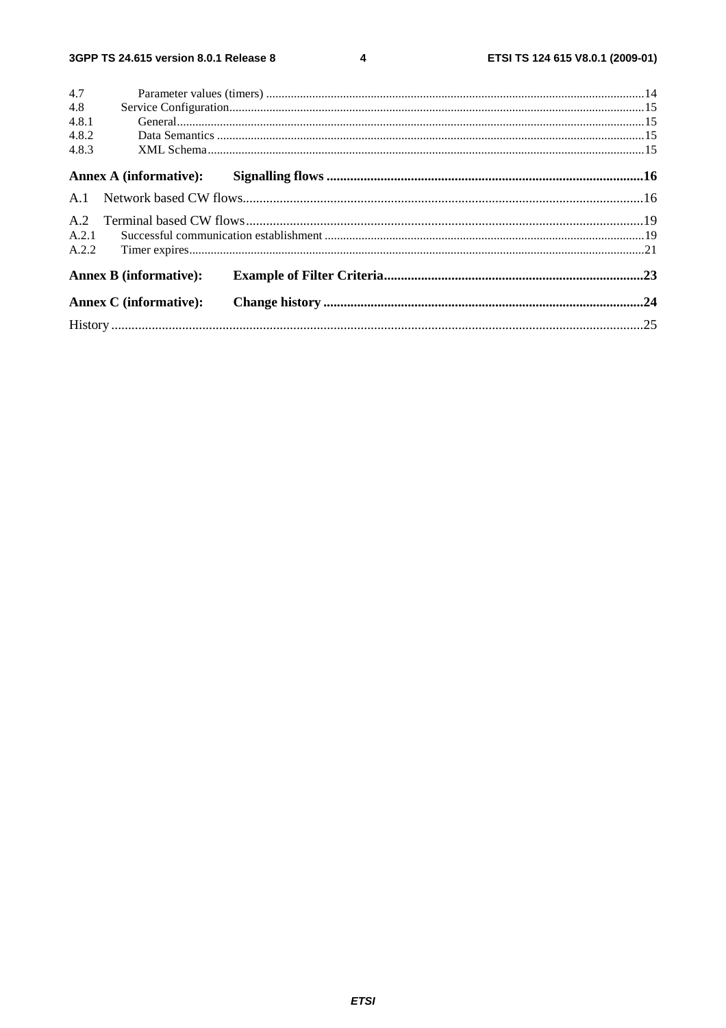4.7 Parameter values (timers) ....................................................................................................................14
4.8 Service Configuration ................................................................................................................................15
4.8.1 General ...................................................................................................................................................15
4.8.2 Data Semantics ......................................................................................................................................15
4.8.3 XML Schema .........................................................................................................................................15

**Annex A (informative): Signalling flows ..........................................................................................16**

A.1 Network based CW flows ..........................................................................................................................16

A.2 Terminal based CW flows .........................................................................................................................19
A.2.1 Successful communication establishment ...............................................................................................19
A.2.2 Timer expires ...........................................................................................................................................21

**Annex B (informative): Example of Filter Criteria ..............................................................................23**

**Annex C (informative): Change history .................................................................................................24**

History ...........................................................................................................................................................25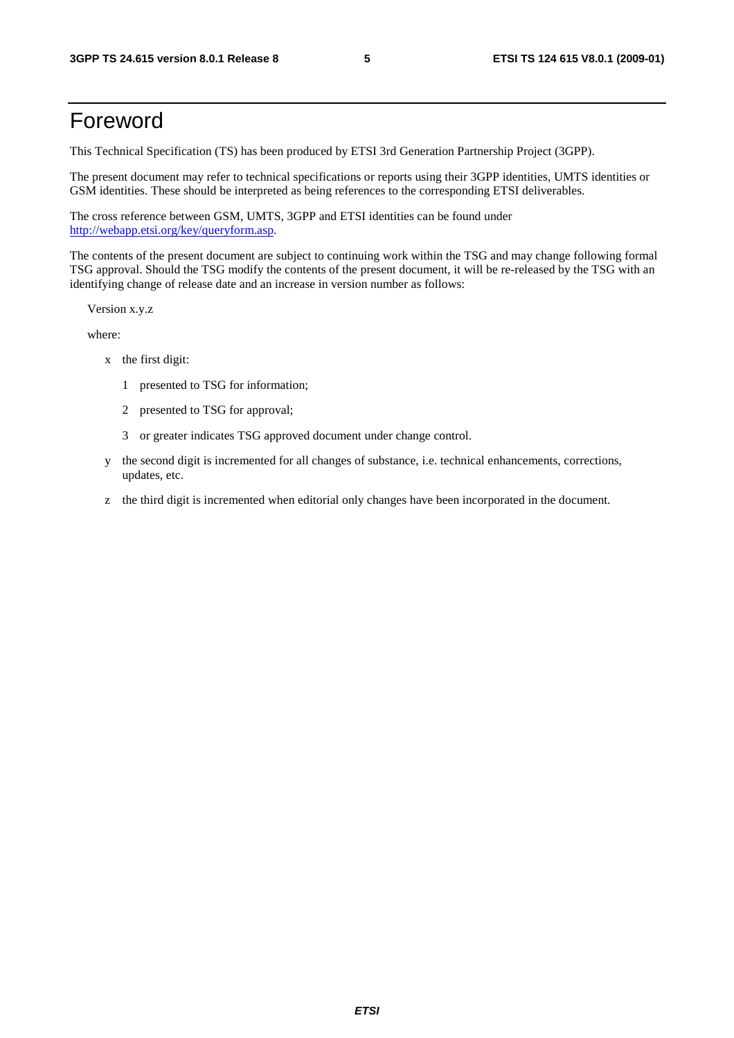# Foreword

This Technical Specification (TS) has been produced by ETSI 3rd Generation Partnership Project (3GPP).

The present document may refer to technical specifications or reports using their 3GPP identities, UMTS identities or GSM identities. These should be interpreted as being references to the corresponding ETSI deliverables.

The cross reference between GSM, UMTS, 3GPP and ETSI identities can be found under http://webapp.etsi.org/key/queryform.asp.

The contents of the present document are subject to continuing work within the TSG and may change following formal TSG approval. Should the TSG modify the contents of the present document, it will be re-released by the TSG with an identifying change of release date and an increase in version number as follows:

Version x.y.z

where:

- x the first digit:
  - 1 presented to TSG for information;
  - 2 presented to TSG for approval;
  - 3 or greater indicates TSG approved document under change control.
- y the second digit is incremented for all changes of substance, i.e. technical enhancements, corrections, updates, etc.
- z the third digit is incremented when editorial only changes have been incorporated in the document.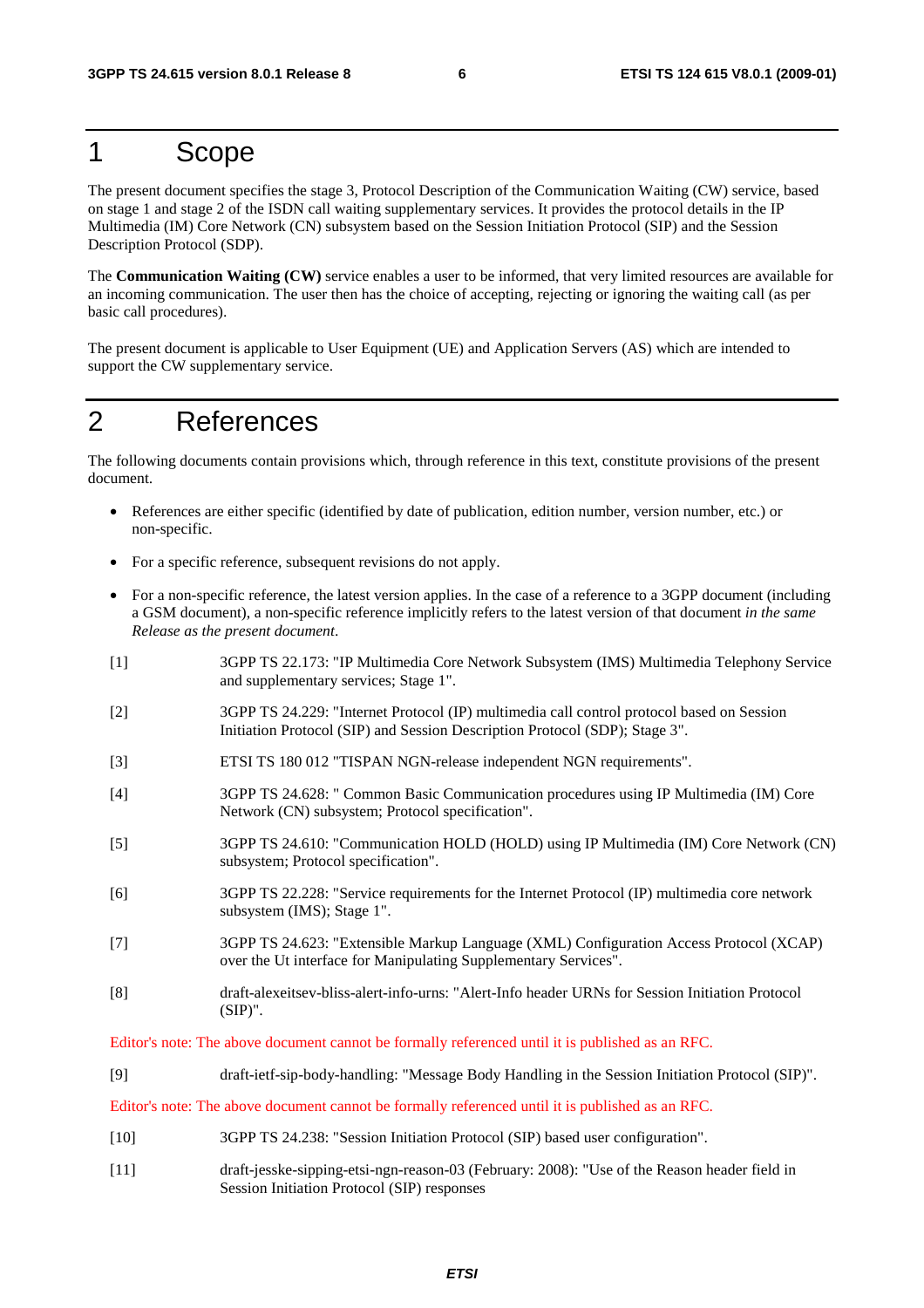# 1 Scope

The present document specifies the stage 3, Protocol Description of the Communication Waiting (CW) service, based on stage 1 and stage 2 of the ISDN call waiting supplementary services. It provides the protocol details in the IP Multimedia (IM) Core Network (CN) subsystem based on the Session Initiation Protocol (SIP) and the Session Description Protocol (SDP).

The **Communication Waiting (CW)** service enables a user to be informed, that very limited resources are available for an incoming communication. The user then has the choice of accepting, rejecting or ignoring the waiting call (as per basic call procedures).

The present document is applicable to User Equipment (UE) and Application Servers (AS) which are intended to support the CW supplementary service.

# 2 References

The following documents contain provisions which, through reference in this text, constitute provisions of the present document.

- References are either specific (identified by date of publication, edition number, version number, etc.) or non-specific.
- For a specific reference, subsequent revisions do not apply.
- For a non-specific reference, the latest version applies. In the case of a reference to a 3GPP document (including a GSM document), a non-specific reference implicitly refers to the latest version of that document *in the same Release as the present document*.

[1] 3GPP TS 22.173: "IP Multimedia Core Network Subsystem (IMS) Multimedia Telephony Service and supplementary services; Stage 1".

[2] 3GPP TS 24.229: "Internet Protocol (IP) multimedia call control protocol based on Session Initiation Protocol (SIP) and Session Description Protocol (SDP); Stage 3".

[3] ETSI TS 180 012 "TISPAN NGN-release independent NGN requirements".

[4] 3GPP TS 24.628: " Common Basic Communication procedures using IP Multimedia (IM) Core Network (CN) subsystem; Protocol specification".

[5] 3GPP TS 24.610: "Communication HOLD (HOLD) using IP Multimedia (IM) Core Network (CN) subsystem; Protocol specification".

[6] 3GPP TS 22.228: "Service requirements for the Internet Protocol (IP) multimedia core network subsystem (IMS); Stage 1".

[7] 3GPP TS 24.623: "Extensible Markup Language (XML) Configuration Access Protocol (XCAP) over the Ut interface for Manipulating Supplementary Services".

[8] draft-alexeitsev-bliss-alert-info-urns: "Alert-Info header URNs for Session Initiation Protocol (SIP)".

Editor's note: The above document cannot be formally referenced until it is published as an RFC.

[9] draft-ietf-sip-body-handling: "Message Body Handling in the Session Initiation Protocol (SIP)".

Editor's note: The above document cannot be formally referenced until it is published as an RFC.

[10] 3GPP TS 24.238: "Session Initiation Protocol (SIP) based user configuration".

[11] draft-jesske-sipping-etsi-ngn-reason-03 (February: 2008): "Use of the Reason header field in Session Initiation Protocol (SIP) responses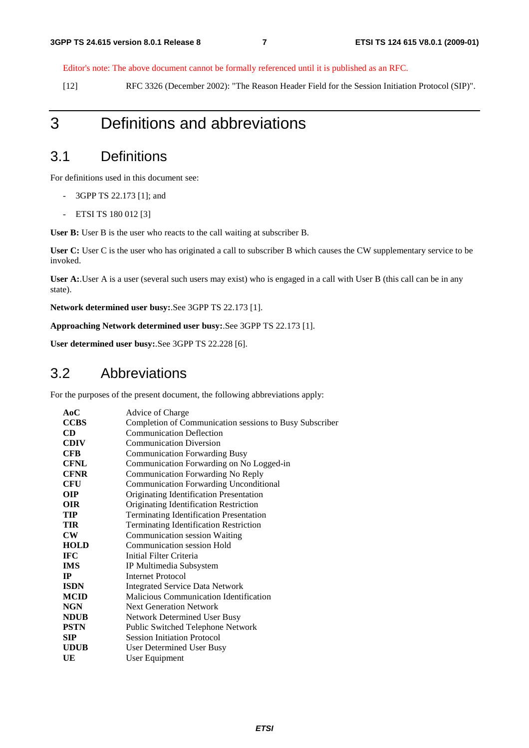Editor's note: The above document cannot be formally referenced until it is published as an RFC.

[12] RFC 3326 (December 2002): "The Reason Header Field for the Session Initiation Protocol (SIP)".

# 3 Definitions and abbreviations

## 3.1 Definitions

For definitions used in this document see:

- 3GPP TS 22.173 [1]; and
- ETSI TS 180 012 [3]

**User B:** User B is the user who reacts to the call waiting at subscriber B.

**User C:** User C is the user who has originated a call to subscriber B which causes the CW supplementary service to be invoked.

**User A:**.User A is a user (several such users may exist) who is engaged in a call with User B (this call can be in any state).

**Network determined user busy:**.See 3GPP TS 22.173 [1].

**Approaching Network determined user busy:**.See 3GPP TS 22.173 [1].

**User determined user busy:**.See 3GPP TS 22.228 [6].

## 3.2 Abbreviations

For the purposes of the present document, the following abbreviations apply:

| | |
|---|---|
| **AoC** | Advice of Charge |
| **CCBS** | Completion of Communication sessions to Busy Subscriber |
| **CD** | Communication Deflection |
| **CDIV** | Communication Diversion |
| **CFB** | Communication Forwarding Busy |
| **CFNL** | Communication Forwarding on No Logged-in |
| **CFNR** | Communication Forwarding No Reply |
| **CFU** | Communication Forwarding Unconditional |
| **OIP** | Originating Identification Presentation |
| **OIR** | Originating Identification Restriction |
| **TIP** | Terminating Identification Presentation |
| **TIR** | Terminating Identification Restriction |
| **CW** | Communication session Waiting |
| **HOLD** | Communication session Hold |
| **IFC** | Initial Filter Criteria |
| **IMS** | IP Multimedia Subsystem |
| **IP** | Internet Protocol |
| **ISDN** | Integrated Service Data Network |
| **MCID** | Malicious Communication Identification |
| **NGN** | Next Generation Network |
| **NDUB** | Network Determined User Busy |
| **PSTN** | Public Switched Telephone Network |
| **SIP** | Session Initiation Protocol |
| **UDUB** | User Determined User Busy |
| **UE** | User Equipment |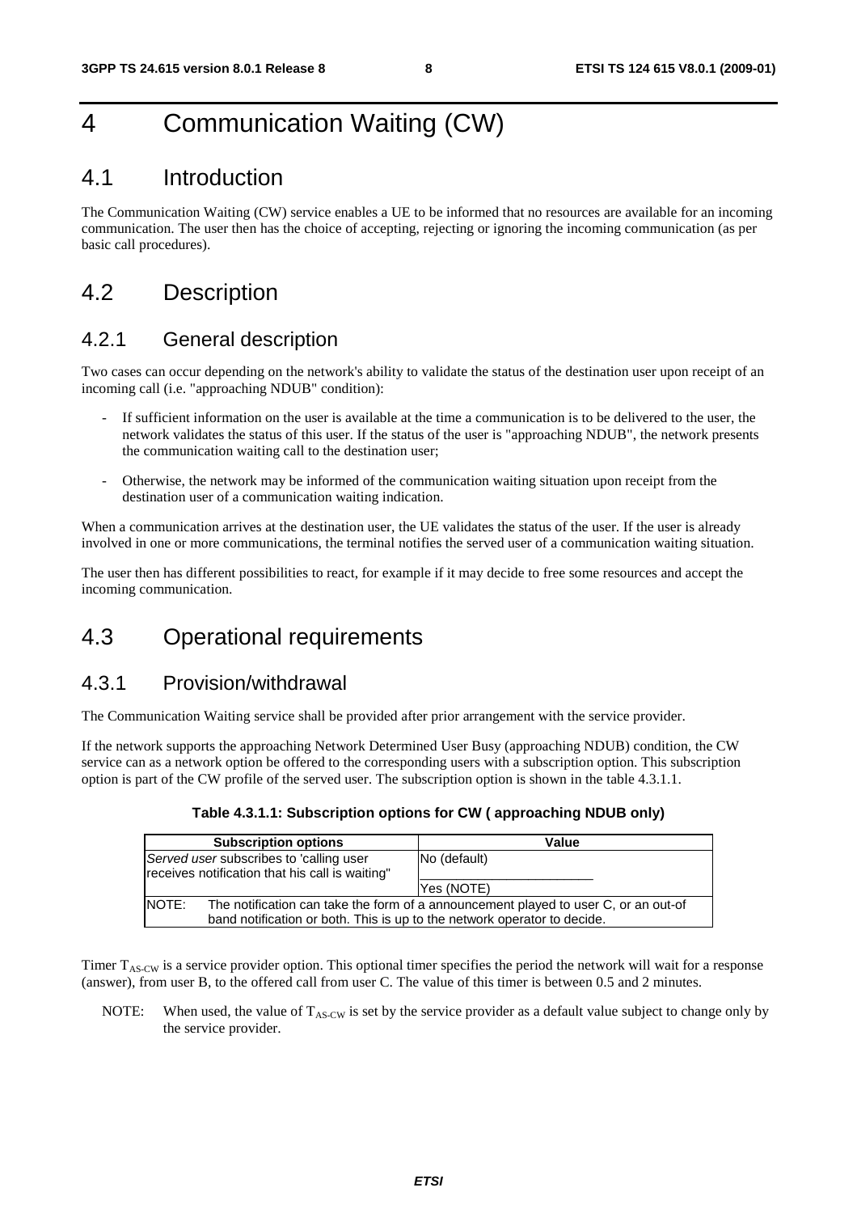# 4 Communication Waiting (CW)

## 4.1 Introduction

The Communication Waiting (CW) service enables a UE to be informed that no resources are available for an incoming communication. The user then has the choice of accepting, rejecting or ignoring the incoming communication (as per basic call procedures).

## 4.2 Description

### 4.2.1 General description

Two cases can occur depending on the network's ability to validate the status of the destination user upon receipt of an incoming call (i.e. "approaching NDUB" condition):

- If sufficient information on the user is available at the time a communication is to be delivered to the user, the network validates the status of this user. If the status of the user is "approaching NDUB", the network presents the communication waiting call to the destination user;
- Otherwise, the network may be informed of the communication waiting situation upon receipt from the destination user of a communication waiting indication.

When a communication arrives at the destination user, the UE validates the status of the user. If the user is already involved in one or more communications, the terminal notifies the served user of a communication waiting situation.

The user then has different possibilities to react, for example if it may decide to free some resources and accept the incoming communication.

## 4.3 Operational requirements

### 4.3.1 Provision/withdrawal

The Communication Waiting service shall be provided after prior arrangement with the service provider.

If the network supports the approaching Network Determined User Busy (approaching NDUB) condition, the CW service can as a network option be offered to the corresponding users with a subscription option. This subscription option is part of the CW profile of the served user. The subscription option is shown in the table 4.3.1.1.

**Table 4.3.1.1: Subscription options for CW ( approaching NDUB only)**

| Subscription options | Value |
|---|---|
| *Served user* subscribes to 'calling user receives notification that his call is waiting" | No (default)<br>Yes (NOTE) |
| NOTE: The notification can take the form of a announcement played to user C, or an out-of band notification or both. This is up to the network operator to decide. | |

Timer $T_{AS-CW}$ is a service provider option. This optional timer specifies the period the network will wait for a response (answer), from user B, to the offered call from user C. The value of this timer is between 0.5 and 2 minutes.

NOTE: When used, the value of $T_{AS-CW}$ is set by the service provider as a default value subject to change only by the service provider.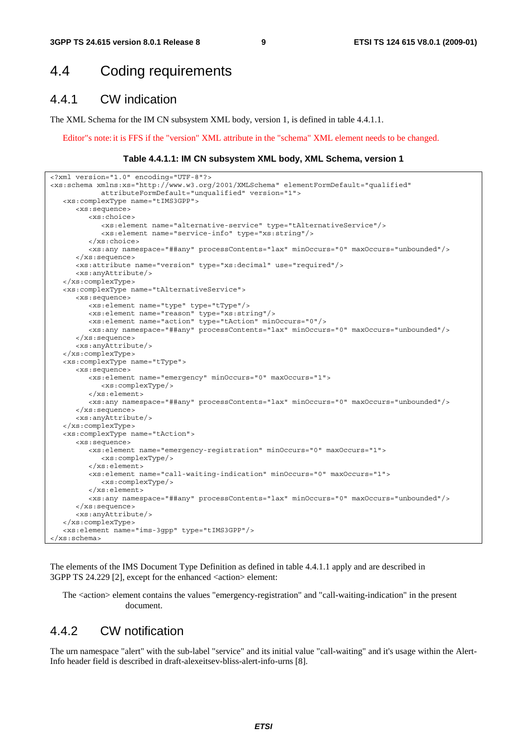## 4.4 Coding requirements

### 4.4.1 CW indication

The XML Schema for the IM CN subsystem XML body, version 1, is defined in table 4.4.1.1.

Editor"s note: it is FFS if the "version" XML attribute in the "schema" XML element needs to be changed.

**Table 4.4.1.1: IM CN subsystem XML body, XML Schema, version 1**

```
<?xml version="1.0" encoding="UTF-8"?>
<xs:schema xmlns:xs="http://www.w3.org/2001/XMLSchema" elementFormDefault="qualified"
            attributeFormDefault="unqualified" version="1">
   <xs:complexType name="tIMS3GPP">
      <xs:sequence>
         <xs:choice>
            <xs:element name="alternative-service" type="tAlternativeService"/>
            <xs:element name="service-info" type="xs:string"/>
         </xs:choice>
         <xs:any namespace="##any" processContents="lax" minOccurs="0" maxOccurs="unbounded"/>
      </xs:sequence>
      <xs:attribute name="version" type="xs:decimal" use="required"/>
      <xs:anyAttribute/>
   </xs:complexType>
   <xs:complexType name="tAlternativeService">
      <xs:sequence>
         <xs:element name="type" type="tType"/>
         <xs:element name="reason" type="xs:string"/>
         <xs:element name="action" type="tAction" minOccurs="0"/>
         <xs:any namespace="##any" processContents="lax" minOccurs="0" maxOccurs="unbounded"/>
      </xs:sequence>
      <xs:anyAttribute/>
   </xs:complexType>
   <xs:complexType name="tType">
      <xs:sequence>
         <xs:element name="emergency" minOccurs="0" maxOccurs="1">
            <xs:complexType/>
         </xs:element>
         <xs:any namespace="##any" processContents="lax" minOccurs="0" maxOccurs="unbounded"/>
      </xs:sequence>
      <xs:anyAttribute/>
   </xs:complexType>
   <xs:complexType name="tAction">
      <xs:sequence>
         <xs:element name="emergency-registration" minOccurs="0" maxOccurs="1">
            <xs:complexType/>
         </xs:element>
         <xs:element name="call-waiting-indication" minOccurs="0" maxOccurs="1">
            <xs:complexType/>
         </xs:element>
         <xs:any namespace="##any" processContents="lax" minOccurs="0" maxOccurs="unbounded"/>
      </xs:sequence>
      <xs:anyAttribute/>
   </xs:complexType>
   <xs:element name="ims-3gpp" type="tIMS3GPP"/>
</xs:schema>
```

The elements of the IMS Document Type Definition as defined in table 4.4.1.1 apply and are described in 3GPP TS 24.229 [2], except for the enhanced <action> element:

The <action> element contains the values "emergency-registration" and "call-waiting-indication" in the present document.

### 4.4.2 CW notification

The urn namespace "alert" with the sub-label "service" and its initial value "call-waiting" and it's usage within the Alert-Info header field is described in draft-alexeitsev-bliss-alert-info-urns [8].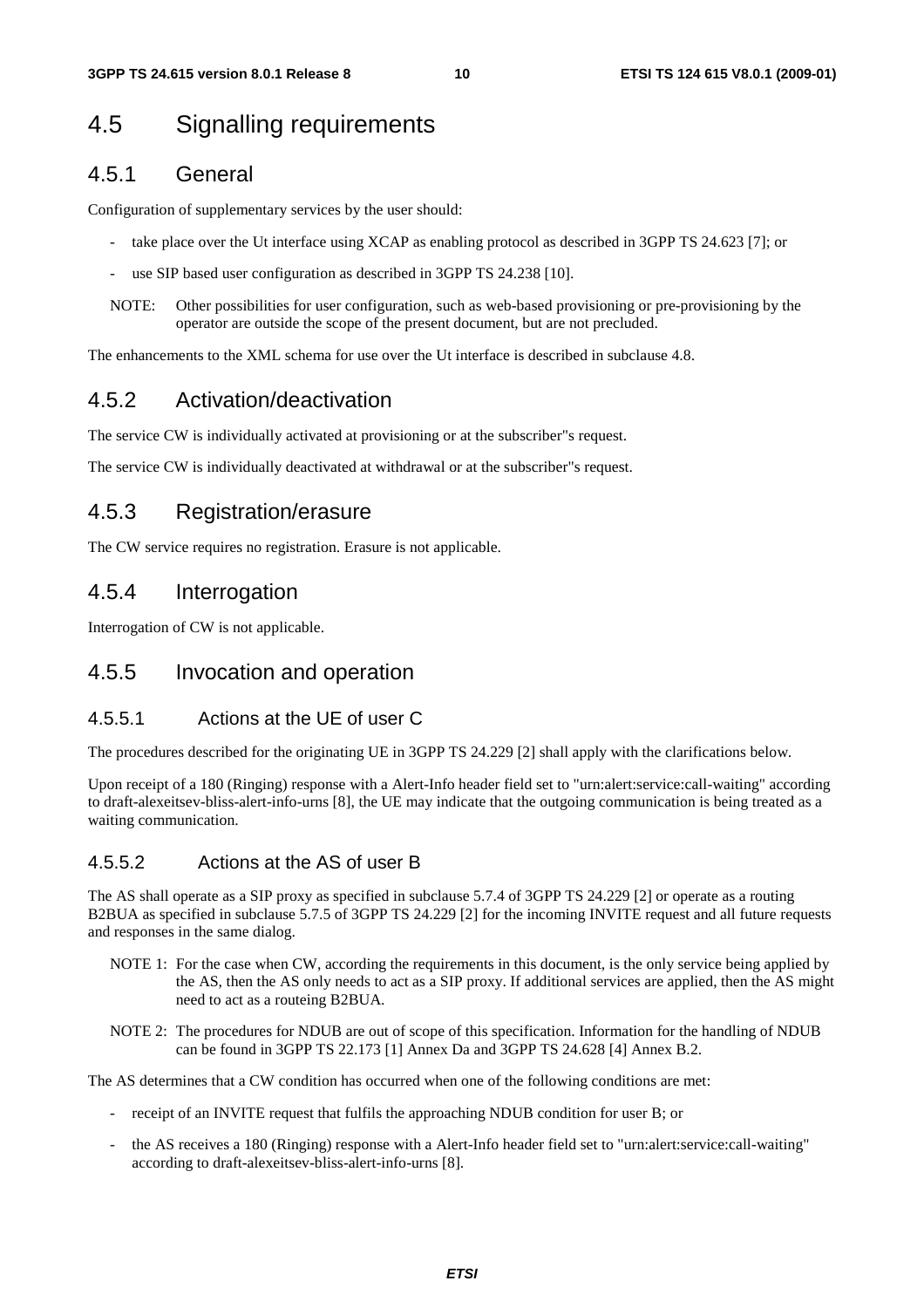# 4.5 Signalling requirements

## 4.5.1 General

Configuration of supplementary services by the user should:

- take place over the Ut interface using XCAP as enabling protocol as described in 3GPP TS 24.623 [7]; or
- use SIP based user configuration as described in 3GPP TS 24.238 [10].

NOTE: Other possibilities for user configuration, such as web-based provisioning or pre-provisioning by the operator are outside the scope of the present document, but are not precluded.

The enhancements to the XML schema for use over the Ut interface is described in subclause 4.8.

## 4.5.2 Activation/deactivation

The service CW is individually activated at provisioning or at the subscriber"s request.

The service CW is individually deactivated at withdrawal or at the subscriber"s request.

## 4.5.3 Registration/erasure

The CW service requires no registration. Erasure is not applicable.

## 4.5.4 Interrogation

Interrogation of CW is not applicable.

## 4.5.5 Invocation and operation

### 4.5.5.1 Actions at the UE of user C

The procedures described for the originating UE in 3GPP TS 24.229 [2] shall apply with the clarifications below.

Upon receipt of a 180 (Ringing) response with a Alert-Info header field set to "urn:alert:service:call-waiting" according to draft-alexeitsev-bliss-alert-info-urns [8], the UE may indicate that the outgoing communication is being treated as a waiting communication.

### 4.5.5.2 Actions at the AS of user B

The AS shall operate as a SIP proxy as specified in subclause 5.7.4 of 3GPP TS 24.229 [2] or operate as a routing B2BUA as specified in subclause 5.7.5 of 3GPP TS 24.229 [2] for the incoming INVITE request and all future requests and responses in the same dialog.

NOTE 1: For the case when CW, according the requirements in this document, is the only service being applied by the AS, then the AS only needs to act as a SIP proxy. If additional services are applied, then the AS might need to act as a routeing B2BUA.

NOTE 2: The procedures for NDUB are out of scope of this specification. Information for the handling of NDUB can be found in 3GPP TS 22.173 [1] Annex Da and 3GPP TS 24.628 [4] Annex B.2.

The AS determines that a CW condition has occurred when one of the following conditions are met:

- receipt of an INVITE request that fulfils the approaching NDUB condition for user B; or
- the AS receives a 180 (Ringing) response with a Alert-Info header field set to "urn:alert:service:call-waiting" according to draft-alexeitsev-bliss-alert-info-urns [8].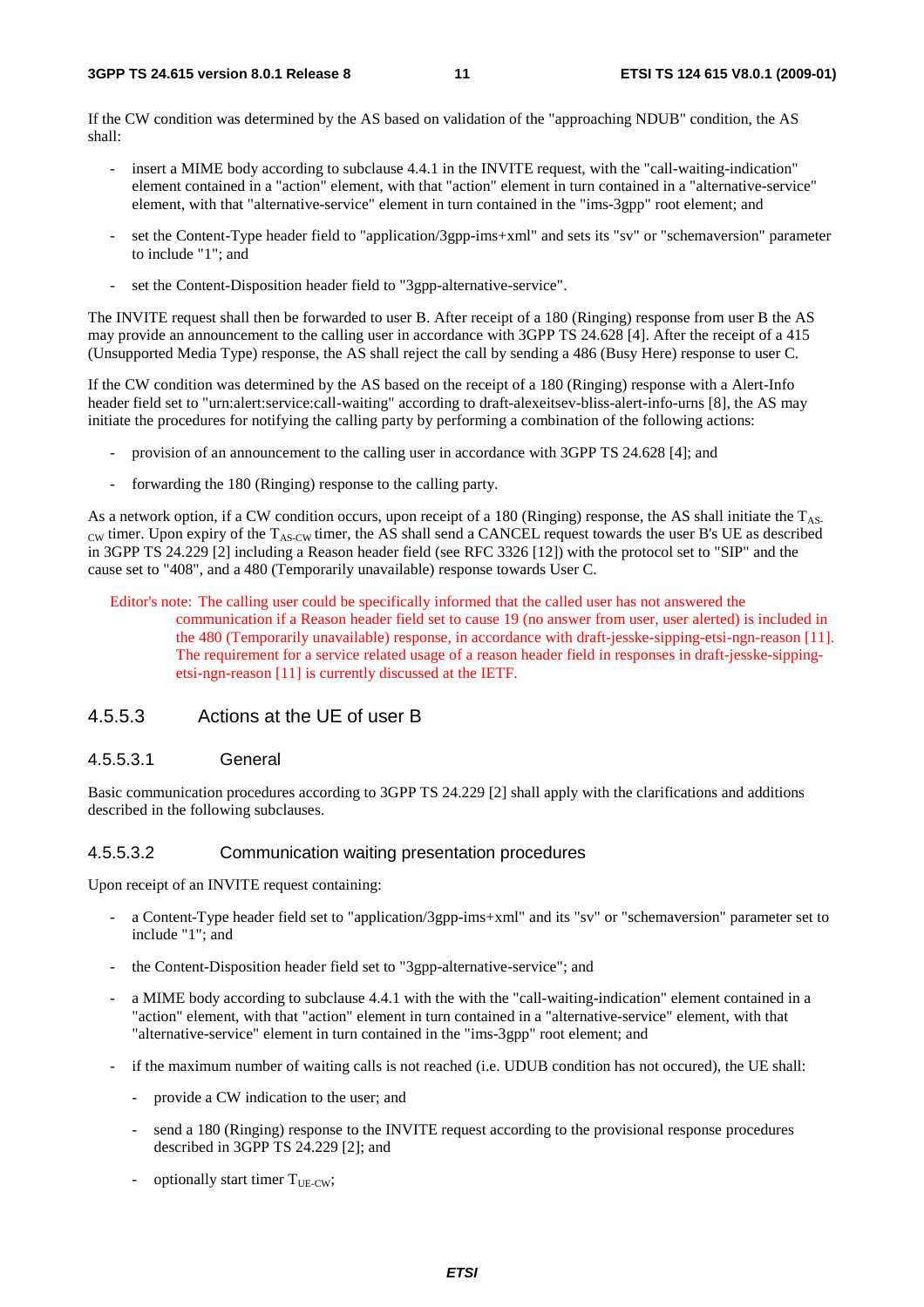If the CW condition was determined by the AS based on validation of the "approaching NDUB" condition, the AS shall:

- insert a MIME body according to subclause 4.4.1 in the INVITE request, with the "call-waiting-indication" element contained in a "action" element, with that "action" element in turn contained in a "alternative-service" element, with that "alternative-service" element in turn contained in the "ims-3gpp" root element; and
- set the Content-Type header field to "application/3gpp-ims+xml" and sets its "sv" or "schemaversion" parameter to include "1"; and
- set the Content-Disposition header field to "3gpp-alternative-service".

The INVITE request shall then be forwarded to user B. After receipt of a 180 (Ringing) response from user B the AS may provide an announcement to the calling user in accordance with 3GPP TS 24.628 [4]. After the receipt of a 415 (Unsupported Media Type) response, the AS shall reject the call by sending a 486 (Busy Here) response to user C.

If the CW condition was determined by the AS based on the receipt of a 180 (Ringing) response with a Alert-Info header field set to "urn:alert:service:call-waiting" according to draft-alexeitsev-bliss-alert-info-urns [8], the AS may initiate the procedures for notifying the calling party by performing a combination of the following actions:

- provision of an announcement to the calling user in accordance with 3GPP TS 24.628 [4]; and
- forwarding the 180 (Ringing) response to the calling party.

As a network option, if a CW condition occurs, upon receipt of a 180 (Ringing) response, the AS shall initiate the $T_{AS-CW}$ timer. Upon expiry of the $T_{AS-CW}$ timer, the AS shall send a CANCEL request towards the user B's UE as described in 3GPP TS 24.229 [2] including a Reason header field (see RFC 3326 [12]) with the protocol set to "SIP" and the cause set to "408", and a 480 (Temporarily unavailable) response towards User C.

Editor's note: The calling user could be specifically informed that the called user has not answered the communication if a Reason header field set to cause 19 (no answer from user, user alerted) is included in the 480 (Temporarily unavailable) response, in accordance with draft-jesske-sipping-etsi-ngn-reason [11]. The requirement for a service related usage of a reason header field in responses in draft-jesske-sipping-etsi-ngn-reason [11] is currently discussed at the IETF.

#### 4.5.5.3 Actions at the UE of user B

##### 4.5.5.3.1 General

Basic communication procedures according to 3GPP TS 24.229 [2] shall apply with the clarifications and additions described in the following subclauses.

##### 4.5.5.3.2 Communication waiting presentation procedures

Upon receipt of an INVITE request containing:

- a Content-Type header field set to "application/3gpp-ims+xml" and its "sv" or "schemaversion" parameter set to include "1"; and
- the Content-Disposition header field set to "3gpp-alternative-service"; and
- a MIME body according to subclause 4.4.1 with the with the "call-waiting-indication" element contained in a "action" element, with that "action" element in turn contained in a "alternative-service" element, with that "alternative-service" element in turn contained in the "ims-3gpp" root element; and
- if the maximum number of waiting calls is not reached (i.e. UDUB condition has not occured), the UE shall:
  - provide a CW indication to the user; and
  - send a 180 (Ringing) response to the INVITE request according to the provisional response procedures described in 3GPP TS 24.229 [2]; and
  - optionally start timer $T_{UE-CW}$;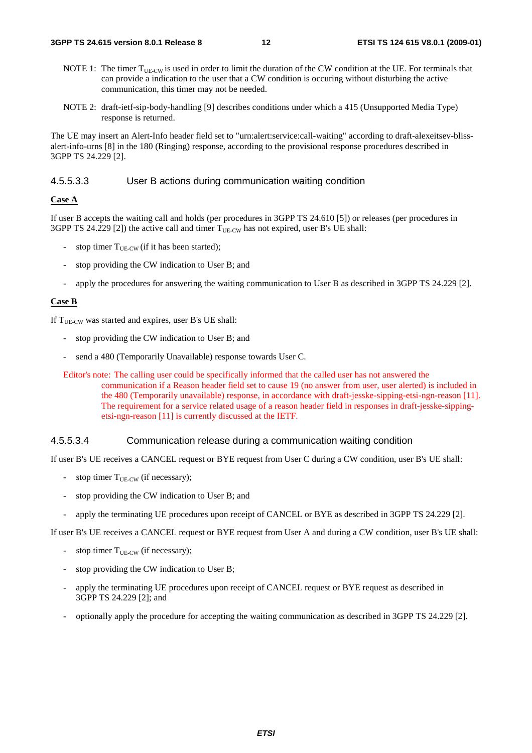NOTE 1: The timer $T_{UE-CW}$ is used in order to limit the duration of the CW condition at the UE. For terminals that can provide a indication to the user that a CW condition is occuring without disturbing the active communication, this timer may not be needed.

NOTE 2: draft-ietf-sip-body-handling [9] describes conditions under which a 415 (Unsupported Media Type) response is returned.

The UE may insert an Alert-Info header field set to "urn:alert:service:call-waiting" according to draft-alexeitsev-bliss-alert-info-urns [8] in the 180 (Ringing) response, according to the provisional response procedures described in 3GPP TS 24.229 [2].

#### 4.5.5.3.3 User B actions during communication waiting condition

**Case A**

If user B accepts the waiting call and holds (per procedures in 3GPP TS 24.610 [5]) or releases (per procedures in 3GPP TS 24.229 [2]) the active call and timer $T_{UE-CW}$ has not expired, user B's UE shall:

- stop timer $T_{UE-CW}$ (if it has been started);
- stop providing the CW indication to User B; and
- apply the procedures for answering the waiting communication to User B as described in 3GPP TS 24.229 [2].

**Case B**

If $T_{UE-CW}$ was started and expires, user B's UE shall:

- stop providing the CW indication to User B; and
- send a 480 (Temporarily Unavailable) response towards User C.

Editor's note: The calling user could be specifically informed that the called user has not answered the communication if a Reason header field set to cause 19 (no answer from user, user alerted) is included in the 480 (Temporarily unavailable) response, in accordance with draft-jesske-sipping-etsi-ngn-reason [11]. The requirement for a service related usage of a reason header field in responses in draft-jesske-sipping-etsi-ngn-reason [11] is currently discussed at the IETF.

#### 4.5.5.3.4 Communication release during a communication waiting condition

If user B's UE receives a CANCEL request or BYE request from User C during a CW condition, user B's UE shall:

- stop timer $T_{UE-CW}$ (if necessary);
- stop providing the CW indication to User B; and
- apply the terminating UE procedures upon receipt of CANCEL or BYE as described in 3GPP TS 24.229 [2].

If user B's UE receives a CANCEL request or BYE request from User A and during a CW condition, user B's UE shall:

- stop timer $T_{UE-CW}$ (if necessary);
- stop providing the CW indication to User B;
- apply the terminating UE procedures upon receipt of CANCEL request or BYE request as described in 3GPP TS 24.229 [2]; and
- optionally apply the procedure for accepting the waiting communication as described in 3GPP TS 24.229 [2].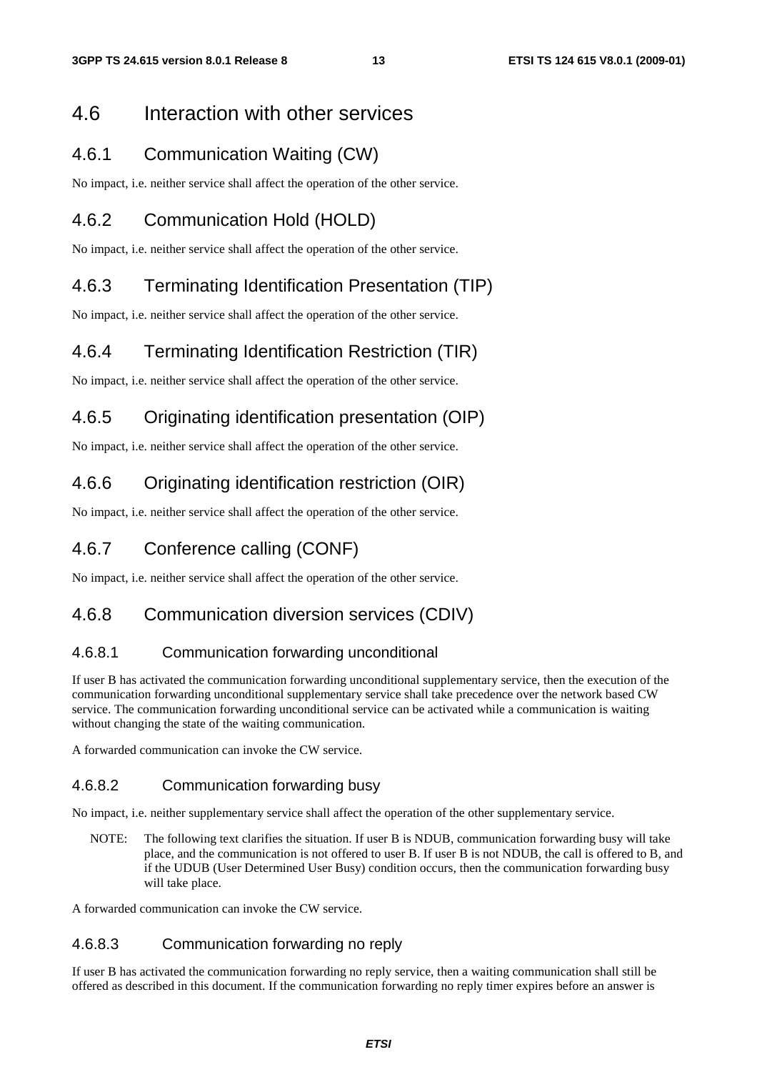## 4.6 Interaction with other services

### 4.6.1 Communication Waiting (CW)

No impact, i.e. neither service shall affect the operation of the other service.

### 4.6.2 Communication Hold (HOLD)

No impact, i.e. neither service shall affect the operation of the other service.

### 4.6.3 Terminating Identification Presentation (TIP)

No impact, i.e. neither service shall affect the operation of the other service.

### 4.6.4 Terminating Identification Restriction (TIR)

No impact, i.e. neither service shall affect the operation of the other service.

### 4.6.5 Originating identification presentation (OIP)

No impact, i.e. neither service shall affect the operation of the other service.

### 4.6.6 Originating identification restriction (OIR)

No impact, i.e. neither service shall affect the operation of the other service.

### 4.6.7 Conference calling (CONF)

No impact, i.e. neither service shall affect the operation of the other service.

### 4.6.8 Communication diversion services (CDIV)

#### 4.6.8.1 Communication forwarding unconditional

If user B has activated the communication forwarding unconditional supplementary service, then the execution of the communication forwarding unconditional supplementary service shall take precedence over the network based CW service. The communication forwarding unconditional service can be activated while a communication is waiting without changing the state of the waiting communication.

A forwarded communication can invoke the CW service.

#### 4.6.8.2 Communication forwarding busy

No impact, i.e. neither supplementary service shall affect the operation of the other supplementary service.

NOTE: The following text clarifies the situation. If user B is NDUB, communication forwarding busy will take place, and the communication is not offered to user B. If user B is not NDUB, the call is offered to B, and if the UDUB (User Determined User Busy) condition occurs, then the communication forwarding busy will take place.

A forwarded communication can invoke the CW service.

#### 4.6.8.3 Communication forwarding no reply

If user B has activated the communication forwarding no reply service, then a waiting communication shall still be offered as described in this document. If the communication forwarding no reply timer expires before an answer is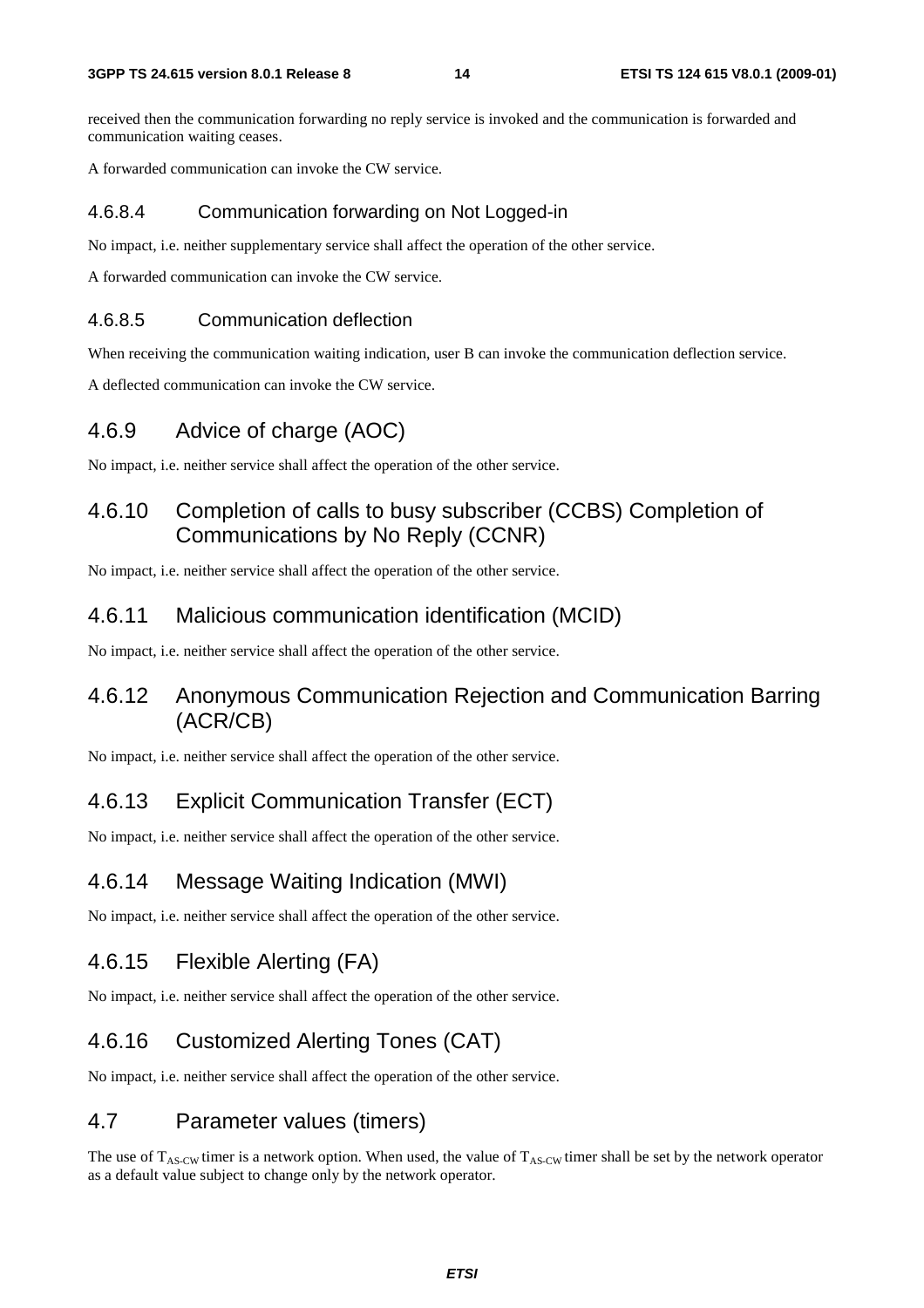received then the communication forwarding no reply service is invoked and the communication is forwarded and communication waiting ceases.

A forwarded communication can invoke the CW service.

#### 4.6.8.4 Communication forwarding on Not Logged-in

No impact, i.e. neither supplementary service shall affect the operation of the other service.

A forwarded communication can invoke the CW service.

#### 4.6.8.5 Communication deflection

When receiving the communication waiting indication, user B can invoke the communication deflection service.

A deflected communication can invoke the CW service.

### 4.6.9 Advice of charge (AOC)

No impact, i.e. neither service shall affect the operation of the other service.

### 4.6.10 Completion of calls to busy subscriber (CCBS) Completion of Communications by No Reply (CCNR)

No impact, i.e. neither service shall affect the operation of the other service.

### 4.6.11 Malicious communication identification (MCID)

No impact, i.e. neither service shall affect the operation of the other service.

### 4.6.12 Anonymous Communication Rejection and Communication Barring (ACR/CB)

No impact, i.e. neither service shall affect the operation of the other service.

### 4.6.13 Explicit Communication Transfer (ECT)

No impact, i.e. neither service shall affect the operation of the other service.

### 4.6.14 Message Waiting Indication (MWI)

No impact, i.e. neither service shall affect the operation of the other service.

### 4.6.15 Flexible Alerting (FA)

No impact, i.e. neither service shall affect the operation of the other service.

### 4.6.16 Customized Alerting Tones (CAT)

No impact, i.e. neither service shall affect the operation of the other service.

## 4.7 Parameter values (timers)

The use of $T_{AS-CW}$ timer is a network option. When used, the value of $T_{AS-CW}$ timer shall be set by the network operator as a default value subject to change only by the network operator.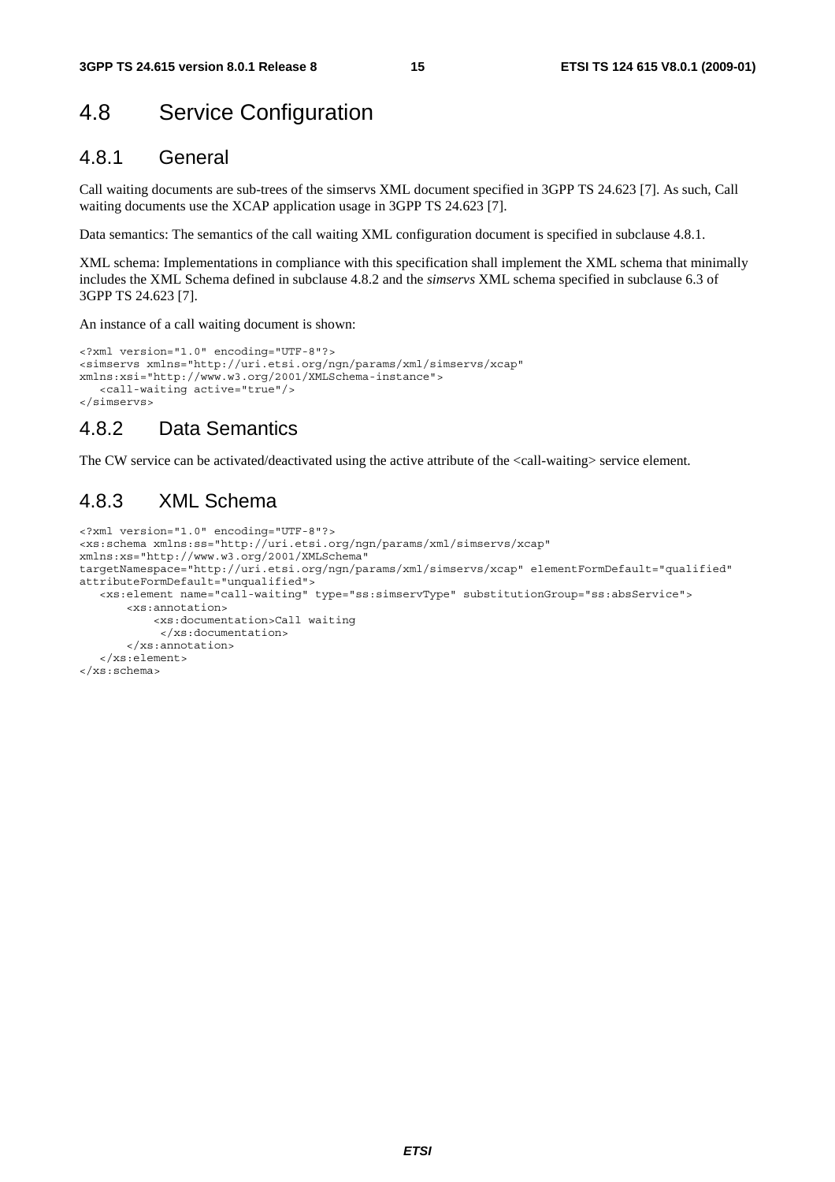## 4.8 Service Configuration

### 4.8.1 General

Call waiting documents are sub-trees of the simservs XML document specified in 3GPP TS 24.623 [7]. As such, Call waiting documents use the XCAP application usage in 3GPP TS 24.623 [7].

Data semantics: The semantics of the call waiting XML configuration document is specified in subclause 4.8.1.

XML schema: Implementations in compliance with this specification shall implement the XML schema that minimally includes the XML Schema defined in subclause 4.8.2 and the *simservs* XML schema specified in subclause 6.3 of 3GPP TS 24.623 [7].

An instance of a call waiting document is shown:

```
<?xml version="1.0" encoding="UTF-8"?>
<simservs xmlns="http://uri.etsi.org/ngn/params/xml/simservs/xcap"
xmlns:xsi="http://www.w3.org/2001/XMLSchema-instance">
   <call-waiting active="true"/>
</simservs>
```

### 4.8.2 Data Semantics

The CW service can be activated/deactivated using the active attribute of the <call-waiting> service element.

### 4.8.3 XML Schema

```
<?xml version="1.0" encoding="UTF-8"?>
<xs:schema xmlns:ss="http://uri.etsi.org/ngn/params/xml/simservs/xcap"
xmlns:xs="http://www.w3.org/2001/XMLSchema"
targetNamespace="http://uri.etsi.org/ngn/params/xml/simservs/xcap" elementFormDefault="qualified"
attributeFormDefault="unqualified">
   <xs:element name="call-waiting" type="ss:simservType" substitutionGroup="ss:absService">
       <xs:annotation>
           <xs:documentation>Call waiting
            </xs:documentation>
       </xs:annotation>
   </xs:element>
</xs:schema>
```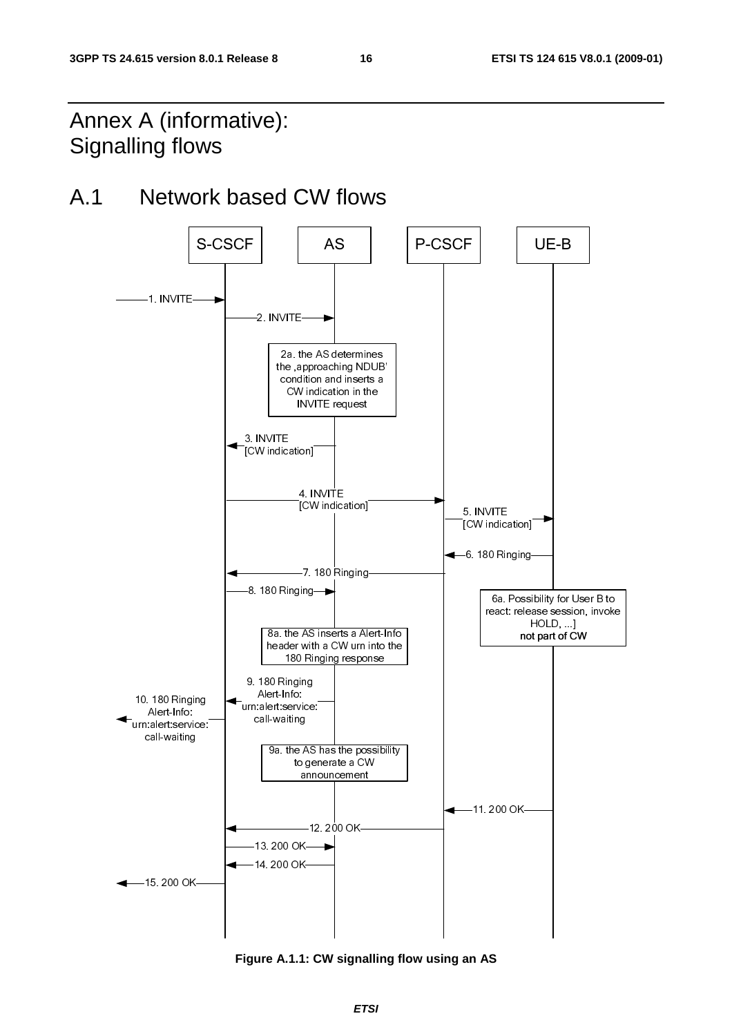# Annex A (informative): Signalling flows

## A.1 Network based CW flows

S-CSCF | AS | P-CSCF | UE-B

1. INVITE
2. INVITE

2a. the AS determines the 'approaching NDUB' condition and inserts a CW indication in the INVITE request

3. INVITE [CW indication]
4. INVITE [CW indication]
5. INVITE [CW indication]
6. 180 Ringing

6a. Possibility for User B to react: release session, invoke HOLD, ...] **not part of CW**

7. 180 Ringing
8. 180 Ringing

8a. the AS inserts a Alert-Info header with a CW urn into the 180 Ringing response

9. 180 Ringing Alert-Info: urn:alert:service: call-waiting
10. 180 Ringing Alert-Info: urn:alert:service: call-waiting

9a. the AS has the possibility to generate a CW announcement

11. 200 OK
12. 200 OK
13. 200 OK
14. 200 OK
15. 200 OK

**Figure A.1.1: CW signalling flow using an AS**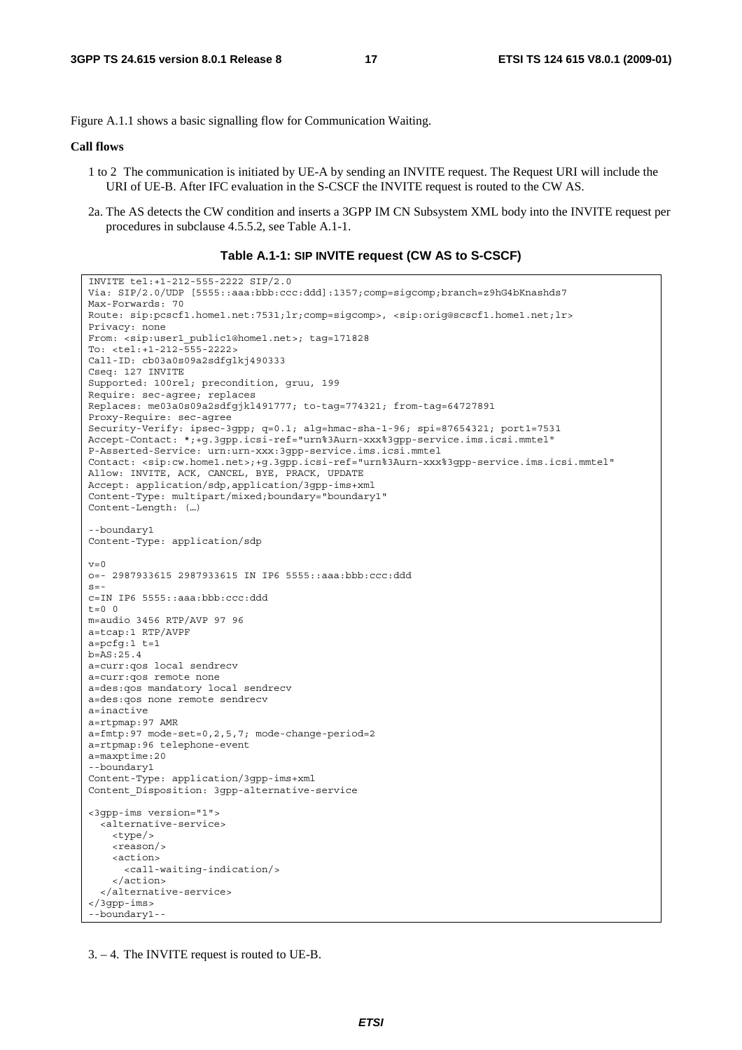Figure A.1.1 shows a basic signalling flow for Communication Waiting.

**Call flows**

1 to 2 The communication is initiated by UE-A by sending an INVITE request. The Request URI will include the URI of UE-B. After IFC evaluation in the S-CSCF the INVITE request is routed to the CW AS.

2a. The AS detects the CW condition and inserts a 3GPP IM CN Subsystem XML body into the INVITE request per procedures in subclause 4.5.5.2, see Table A.1-1.

**Table A.1-1: SIP INVITE request (CW AS to S-CSCF)**

```
INVITE tel:+1-212-555-2222 SIP/2.0
Via: SIP/2.0/UDP [5555::aaa:bbb:ccc:ddd]:1357;comp=sigcomp;branch=z9hG4bKnashds7
Max-Forwards: 70
Route: sip:pcscf1.home1.net:7531;lr;comp=sigcomp>, <sip:orig@scscf1.home1.net;lr>
Privacy: none
From: <sip:user1_public1@home1.net>; tag=171828
To: <tel:+1-212-555-2222>
Call-ID: cb03a0s09a2sdfglkj490333
Cseq: 127 INVITE
Supported: 100rel; precondition, gruu, 199
Require: sec-agree; replaces
Replaces: me03a0s09a2sdfgjkl491777; to-tag=774321; from-tag=64727891
Proxy-Require: sec-agree
Security-Verify: ipsec-3gpp; q=0.1; alg=hmac-sha-1-96; spi=87654321; port1=7531
Accept-Contact: *;+g.3gpp.icsi-ref="urn%3Aurn-xxx%3gpp-service.ims.icsi.mmtel"
P-Asserted-Service: urn:urn-xxx:3gpp-service.ims.icsi.mmtel
Contact: <sip:cw.home1.net>;+g.3gpp.icsi-ref="urn%3Aurn-xxx%3gpp-service.ims.icsi.mmtel"
Allow: INVITE, ACK, CANCEL, BYE, PRACK, UPDATE
Accept: application/sdp,application/3gpp-ims+xml
Content-Type: multipart/mixed;boundary="boundary1"
Content-Length: (…)

--boundary1
Content-Type: application/sdp

v=0
o=- 2987933615 2987933615 IN IP6 5555::aaa:bbb:ccc:ddd
s=-
c=IN IP6 5555::aaa:bbb:ccc:ddd
t=0 0
m=audio 3456 RTP/AVP 97 96
a=tcap:1 RTP/AVPF
a=pcfg:1 t=1
b=AS:25.4
a=curr:qos local sendrecv
a=curr:qos remote none
a=des:qos mandatory local sendrecv
a=des:qos none remote sendrecv
a=inactive
a=rtpmap:97 AMR
a=fmtp:97 mode-set=0,2,5,7; mode-change-period=2
a=rtpmap:96 telephone-event
a=maxptime:20
--boundary1
Content-Type: application/3gpp-ims+xml
Content_Disposition: 3gpp-alternative-service

<3gpp-ims version="1">
  <alternative-service>
    <type/>
    <reason/>
    <action>
      <call-waiting-indication/>
    </action>
  </alternative-service>
</3gpp-ims>
--boundary1--
```

3. – 4. The INVITE request is routed to UE-B.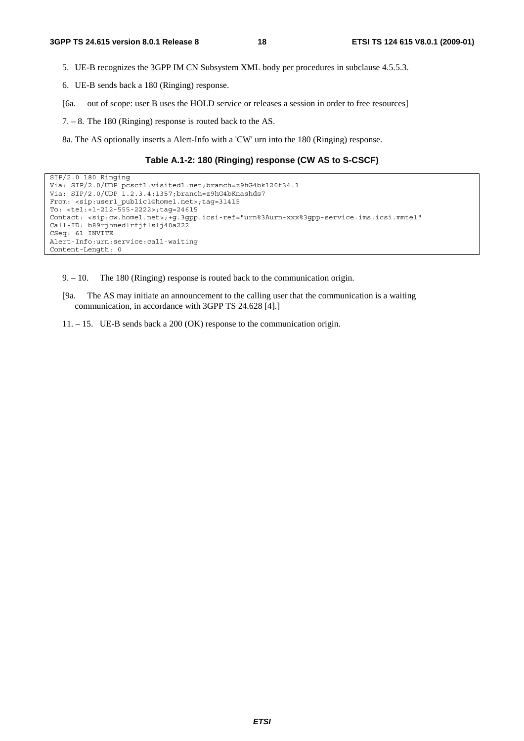5. UE-B recognizes the 3GPP IM CN Subsystem XML body per procedures in subclause 4.5.5.3.

6. UE-B sends back a 180 (Ringing) response.

[6a. out of scope: user B uses the HOLD service or releases a session in order to free resources]

7. – 8. The 180 (Ringing) response is routed back to the AS.

8a. The AS optionally inserts a Alert-Info with a 'CW' urn into the 180 (Ringing) response.

**Table A.1-2: 180 (Ringing) response (CW AS to S-CSCF)**

```
SIP/2.0 180 Ringing
Via: SIP/2.0/UDP pcscf1.visited1.net;branch=z9hG4bk120f34.1
Via: SIP/2.0/UDP 1.2.3.4:1357;branch=z9hG4bKnashds7
From: <sip:user1_public1@home1.net>;tag=31415
To: <tel:+1-212-555-2222>;tag=24615
Contact: <sip:cw.home1.net>;+g.3gpp.icsi-ref="urn%3Aurn-xxx%3gpp-service.ims.icsi.mmtel"
Call-ID: b89rjhnedlrfjflslj40a222
CSeq: 61 INVITE
Alert-Info:urn:service:call-waiting
Content-Length: 0
```

9. – 10. The 180 (Ringing) response is routed back to the communication origin.

[9a. The AS may initiate an announcement to the calling user that the communication is a waiting communication, in accordance with 3GPP TS 24.628 [4].]

11. – 15. UE-B sends back a 200 (OK) response to the communication origin.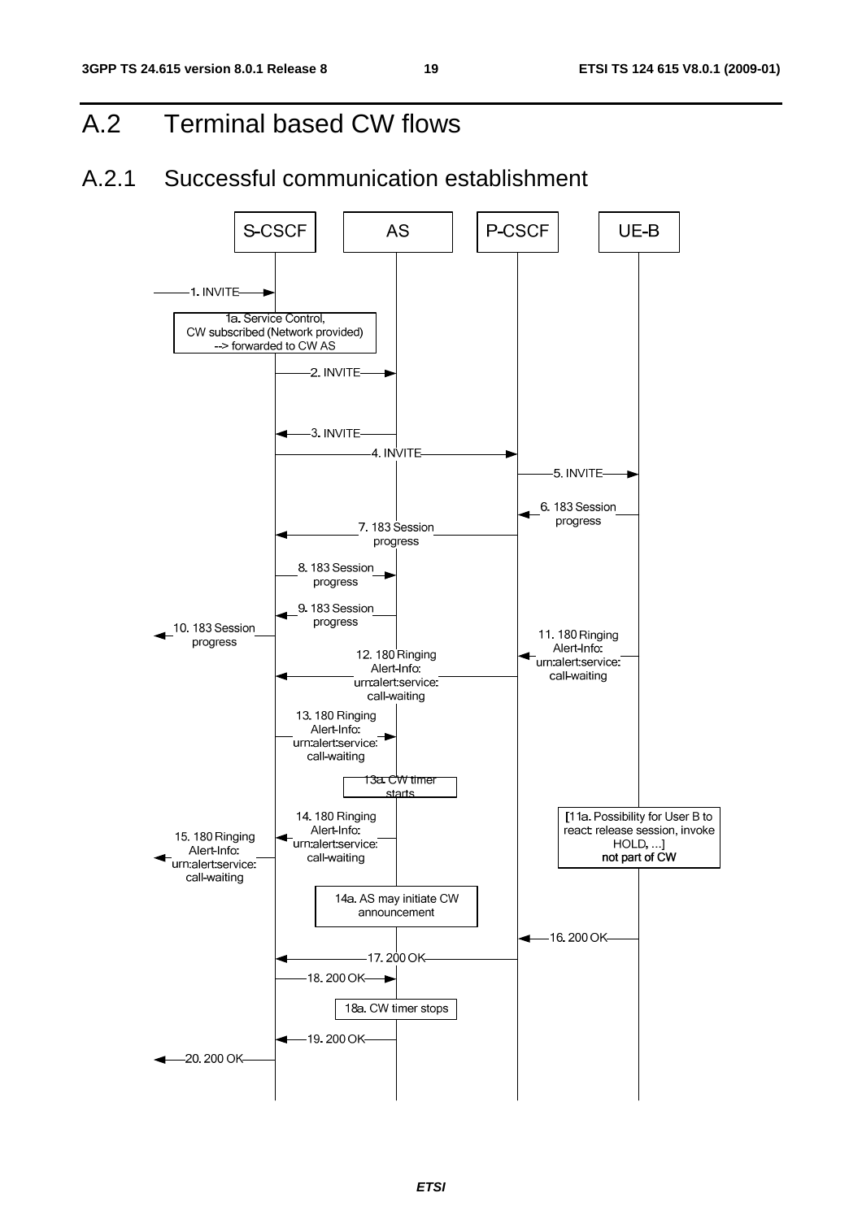# A.2 Terminal based CW flows

## A.2.1 Successful communication establishment

S-CSCF | AS | P-CSCF | UE-B

1. INVITE

1a. Service Control, CW subscribed (Network provided) --> forwarded to CW AS

2. INVITE

3. INVITE

4. INVITE

5. INVITE

6. 183 Session progress

7. 183 Session progress

8. 183 Session progress

9. 183 Session progress

10. 183 Session progress

11. 180 Ringing Alert-Info: urn:alert:service: call-waiting

12. 180 Ringing Alert-Info: urn:alert:service: call-waiting

13. 180 Ringing Alert-Info: urn:alert:service: call-waiting

13a. CW timer starts

14. 180 Ringing Alert-Info: urn:alert:service: call-waiting

15. 180 Ringing Alert-Info: urn:alert:service: call-waiting

[11a. Possibility for User B to react: release session, invoke HOLD, …]
**not part of CW**

14a. AS may initiate CW announcement

16. 200 OK

17. 200 OK

18. 200 OK

18a. CW timer stops

19. 200 OK

20. 200 OK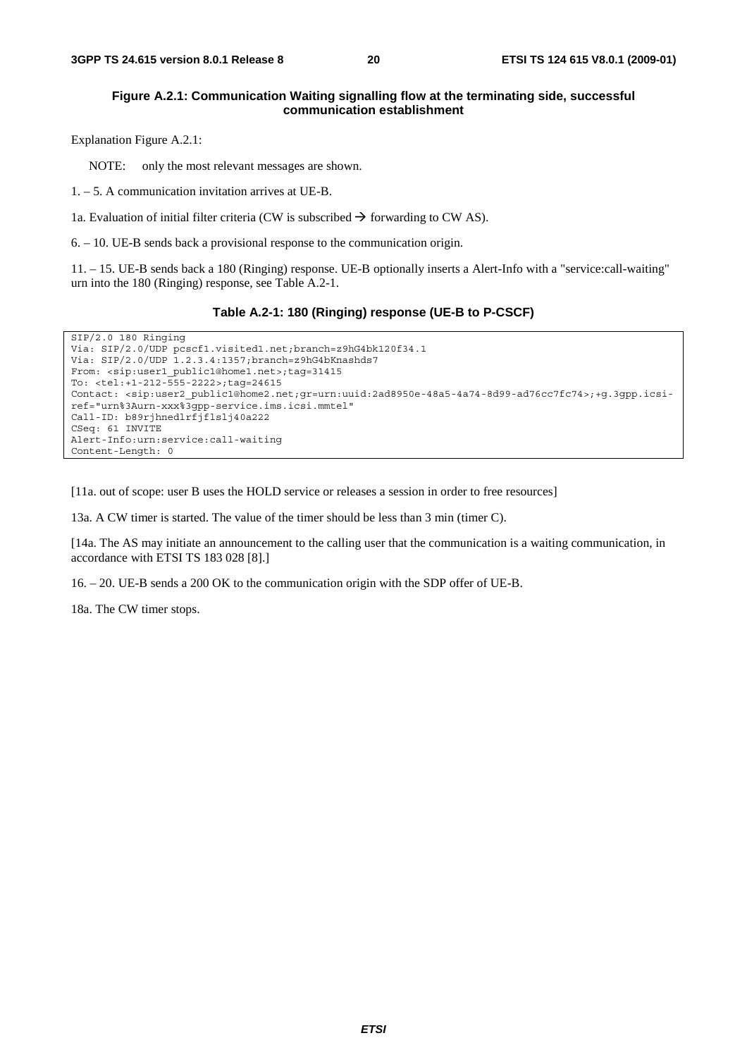**Figure A.2.1: Communication Waiting signalling flow at the terminating side, successful communication establishment**

Explanation Figure A.2.1:

NOTE: only the most relevant messages are shown.

1. – 5. A communication invitation arrives at UE-B.

1a. Evaluation of initial filter criteria (CW is subscribed → forwarding to CW AS).

6. – 10. UE-B sends back a provisional response to the communication origin.

11. – 15. UE-B sends back a 180 (Ringing) response. UE-B optionally inserts a Alert-Info with a "service:call-waiting" urn into the 180 (Ringing) response, see Table A.2-1.

**Table A.2-1: 180 (Ringing) response (UE-B to P-CSCF)**

```
SIP/2.0 180 Ringing
Via: SIP/2.0/UDP pcscf1.visited1.net;branch=z9hG4bk120f34.1
Via: SIP/2.0/UDP 1.2.3.4:1357;branch=z9hG4bKnashds7
From: <sip:user1_public1@home1.net>;tag=31415
To: <tel:+1-212-555-2222>;tag=24615
Contact: <sip:user2_public1@home2.net;gr=urn:uuid:2ad8950e-48a5-4a74-8d99-ad76cc7fc74>;+g.3gpp.icsi-
ref="urn%3Aurn-xxx%3gpp-service.ims.icsi.mmtel"
Call-ID: b89rjhnedlrfjflslj40a222
CSeq: 61 INVITE
Alert-Info:urn:service:call-waiting
Content-Length: 0
```

[11a. out of scope: user B uses the HOLD service or releases a session in order to free resources]

13a. A CW timer is started. The value of the timer should be less than 3 min (timer C).

[14a. The AS may initiate an announcement to the calling user that the communication is a waiting communication, in accordance with ETSI TS 183 028 [8].]

16. – 20. UE-B sends a 200 OK to the communication origin with the SDP offer of UE-B.

18a. The CW timer stops.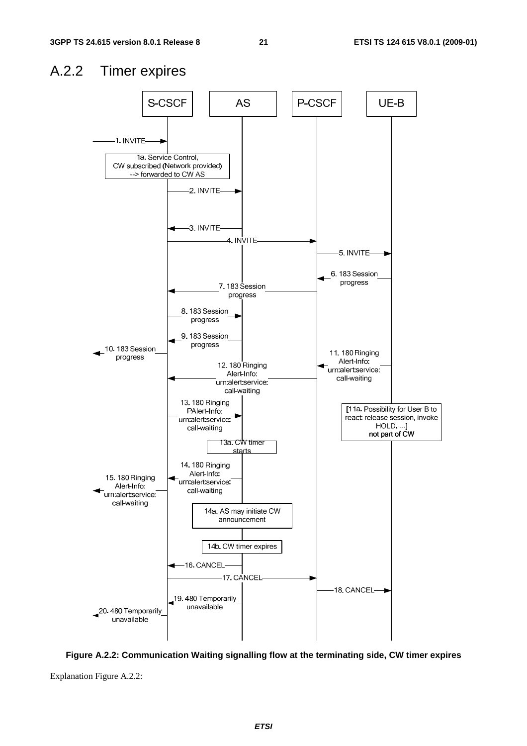## A.2.2 Timer expires

Figure A.2.2: Communication Waiting signalling flow at the terminating side, CW timer expires

Explanation Figure A.2.2: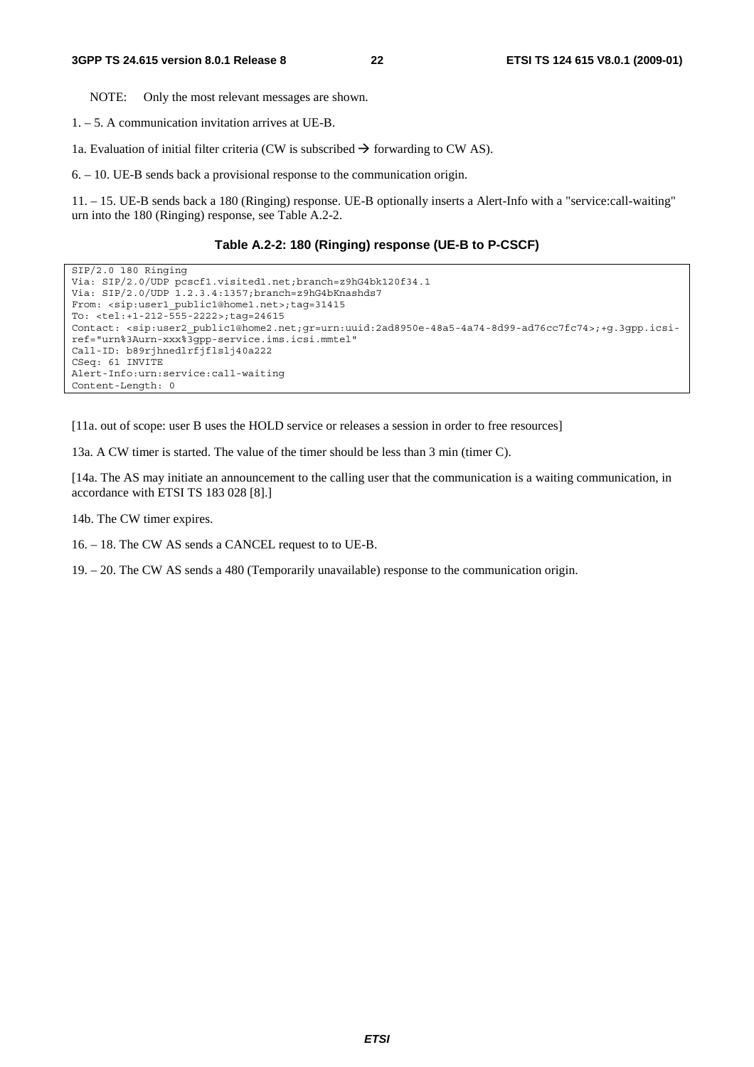NOTE: Only the most relevant messages are shown.

1. – 5. A communication invitation arrives at UE-B.

1a. Evaluation of initial filter criteria (CW is subscribed → forwarding to CW AS).

6. – 10. UE-B sends back a provisional response to the communication origin.

11. – 15. UE-B sends back a 180 (Ringing) response. UE-B optionally inserts a Alert-Info with a "service:call-waiting" urn into the 180 (Ringing) response, see Table A.2-2.

**Table A.2-2: 180 (Ringing) response (UE-B to P-CSCF)**

```
SIP/2.0 180 Ringing
Via: SIP/2.0/UDP pcscf1.visited1.net;branch=z9hG4bk120f34.1
Via: SIP/2.0/UDP 1.2.3.4:1357;branch=z9hG4bKnashds7
From: <sip:user1_public1@home1.net>;tag=31415
To: <tel:+1-212-555-2222>;tag=24615
Contact: <sip:user2_public1@home2.net;gr=urn:uuid:2ad8950e-48a5-4a74-8d99-ad76cc7fc74>;+g.3gpp.icsi-
ref="urn%3Aurn-xxx%3gpp-service.ims.icsi.mmtel"
Call-ID: b89rjhnedlrfjflslj40a222
CSeq: 61 INVITE
Alert-Info:urn:service:call-waiting
Content-Length: 0
```

[11a. out of scope: user B uses the HOLD service or releases a session in order to free resources]

13a. A CW timer is started. The value of the timer should be less than 3 min (timer C).

[14a. The AS may initiate an announcement to the calling user that the communication is a waiting communication, in accordance with ETSI TS 183 028 [8].]

14b. The CW timer expires.

16. – 18. The CW AS sends a CANCEL request to to UE-B.

19. – 20. The CW AS sends a 480 (Temporarily unavailable) response to the communication origin.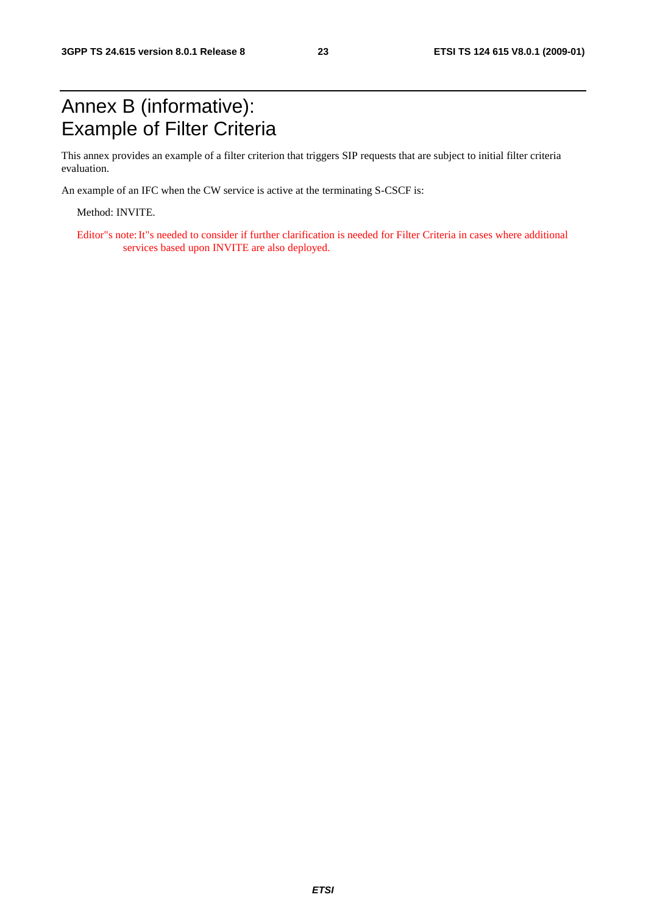# Annex B (informative): Example of Filter Criteria

This annex provides an example of a filter criterion that triggers SIP requests that are subject to initial filter criteria evaluation.

An example of an IFC when the CW service is active at the terminating S-CSCF is:

Method: INVITE.

Editor"s note: It"s needed to consider if further clarification is needed for Filter Criteria in cases where additional services based upon INVITE are also deployed.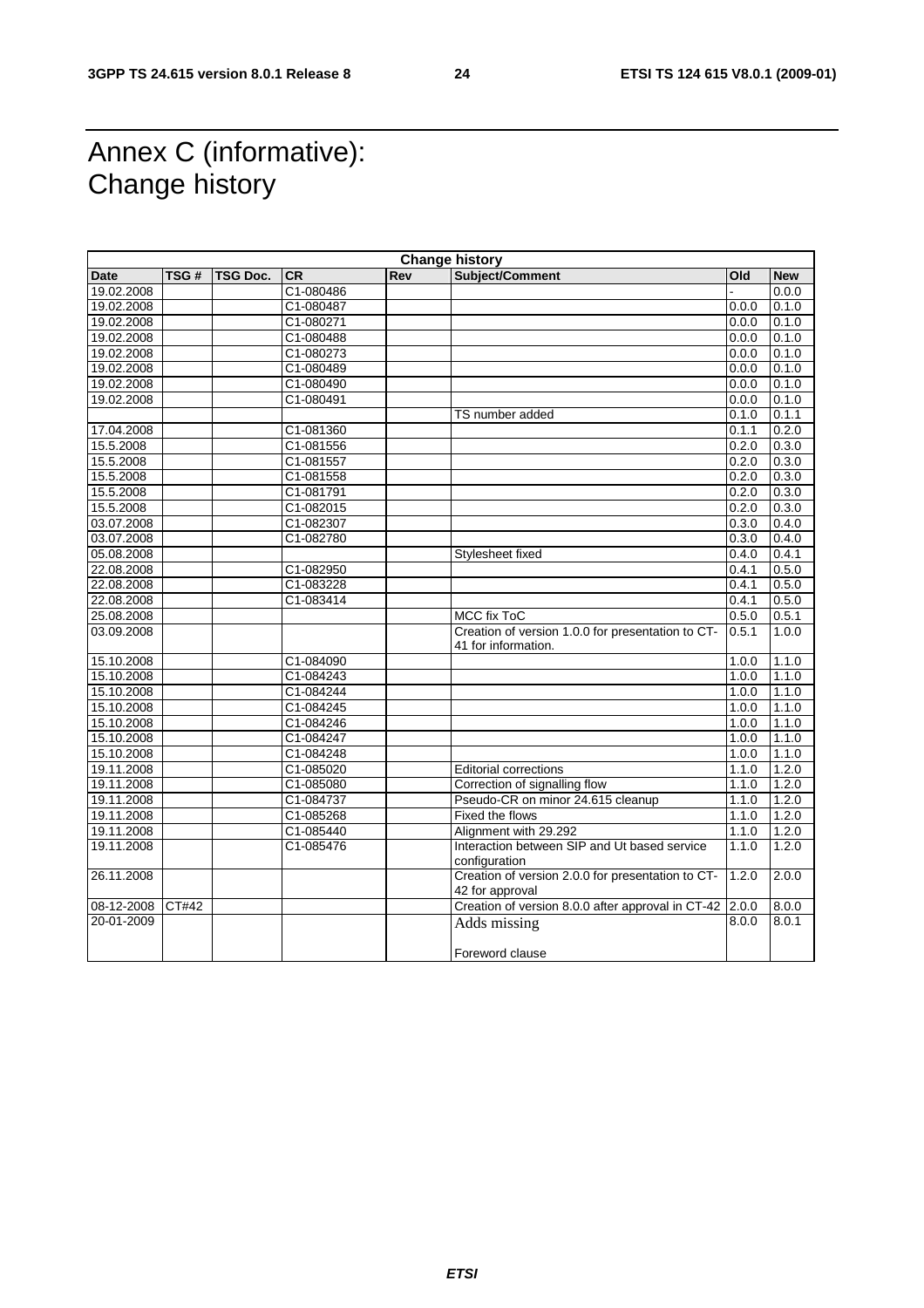# Annex C (informative): Change history

| Change history | | | | | | | |
|---|---|---|---|---|---|---|---|
| **Date** | **TSG #** | **TSG Doc.** | **CR** | **Rev** | **Subject/Comment** | **Old** | **New** |
| 19.02.2008 | | | C1-080486 | | | - | 0.0.0 |
| 19.02.2008 | | | C1-080487 | | | 0.0.0 | 0.1.0 |
| 19.02.2008 | | | C1-080271 | | | 0.0.0 | 0.1.0 |
| 19.02.2008 | | | C1-080488 | | | 0.0.0 | 0.1.0 |
| 19.02.2008 | | | C1-080273 | | | 0.0.0 | 0.1.0 |
| 19.02.2008 | | | C1-080489 | | | 0.0.0 | 0.1.0 |
| 19.02.2008 | | | C1-080490 | | | 0.0.0 | 0.1.0 |
| 19.02.2008 | | | C1-080491 | | | 0.0.0 | 0.1.0 |
| | | | | | TS number added | 0.1.0 | 0.1.1 |
| 17.04.2008 | | | C1-081360 | | | 0.1.1 | 0.2.0 |
| 15.5.2008 | | | C1-081556 | | | 0.2.0 | 0.3.0 |
| 15.5.2008 | | | C1-081557 | | | 0.2.0 | 0.3.0 |
| 15.5.2008 | | | C1-081558 | | | 0.2.0 | 0.3.0 |
| 15.5.2008 | | | C1-081791 | | | 0.2.0 | 0.3.0 |
| 15.5.2008 | | | C1-082015 | | | 0.2.0 | 0.3.0 |
| 03.07.2008 | | | C1-082307 | | | 0.3.0 | 0.4.0 |
| 03.07.2008 | | | C1-082780 | | | 0.3.0 | 0.4.0 |
| 05.08.2008 | | | | | Stylesheet fixed | 0.4.0 | 0.4.1 |
| 22.08.2008 | | | C1-082950 | | | 0.4.1 | 0.5.0 |
| 22.08.2008 | | | C1-083228 | | | 0.4.1 | 0.5.0 |
| 22.08.2008 | | | C1-083414 | | | 0.4.1 | 0.5.0 |
| 25.08.2008 | | | | | MCC fix ToC | 0.5.0 | 0.5.1 |
| 03.09.2008 | | | | | Creation of version 1.0.0 for presentation to CT-41 for information. | 0.5.1 | 1.0.0 |
| 15.10.2008 | | | C1-084090 | | | 1.0.0 | 1.1.0 |
| 15.10.2008 | | | C1-084243 | | | 1.0.0 | 1.1.0 |
| 15.10.2008 | | | C1-084244 | | | 1.0.0 | 1.1.0 |
| 15.10.2008 | | | C1-084245 | | | 1.0.0 | 1.1.0 |
| 15.10.2008 | | | C1-084246 | | | 1.0.0 | 1.1.0 |
| 15.10.2008 | | | C1-084247 | | | 1.0.0 | 1.1.0 |
| 15.10.2008 | | | C1-084248 | | | 1.0.0 | 1.1.0 |
| 19.11.2008 | | | C1-085020 | | Editorial corrections | 1.1.0 | 1.2.0 |
| 19.11.2008 | | | C1-085080 | | Correction of signalling flow | 1.1.0 | 1.2.0 |
| 19.11.2008 | | | C1-084737 | | Pseudo-CR on minor 24.615 cleanup | 1.1.0 | 1.2.0 |
| 19.11.2008 | | | C1-085268 | | Fixed the flows | 1.1.0 | 1.2.0 |
| 19.11.2008 | | | C1-085440 | | Alignment with 29.292 | 1.1.0 | 1.2.0 |
| 19.11.2008 | | | C1-085476 | | Interaction between SIP and Ut based service configuration | 1.1.0 | 1.2.0 |
| 26.11.2008 | | | | | Creation of version 2.0.0 for presentation to CT-42 for approval | 1.2.0 | 2.0.0 |
| 08-12-2008 | CT#42 | | | | Creation of version 8.0.0 after approval in CT-42 | 2.0.0 | 8.0.0 |
| 20-01-2009 | | | | | Adds missing Foreword clause | 8.0.0 | 8.0.1 |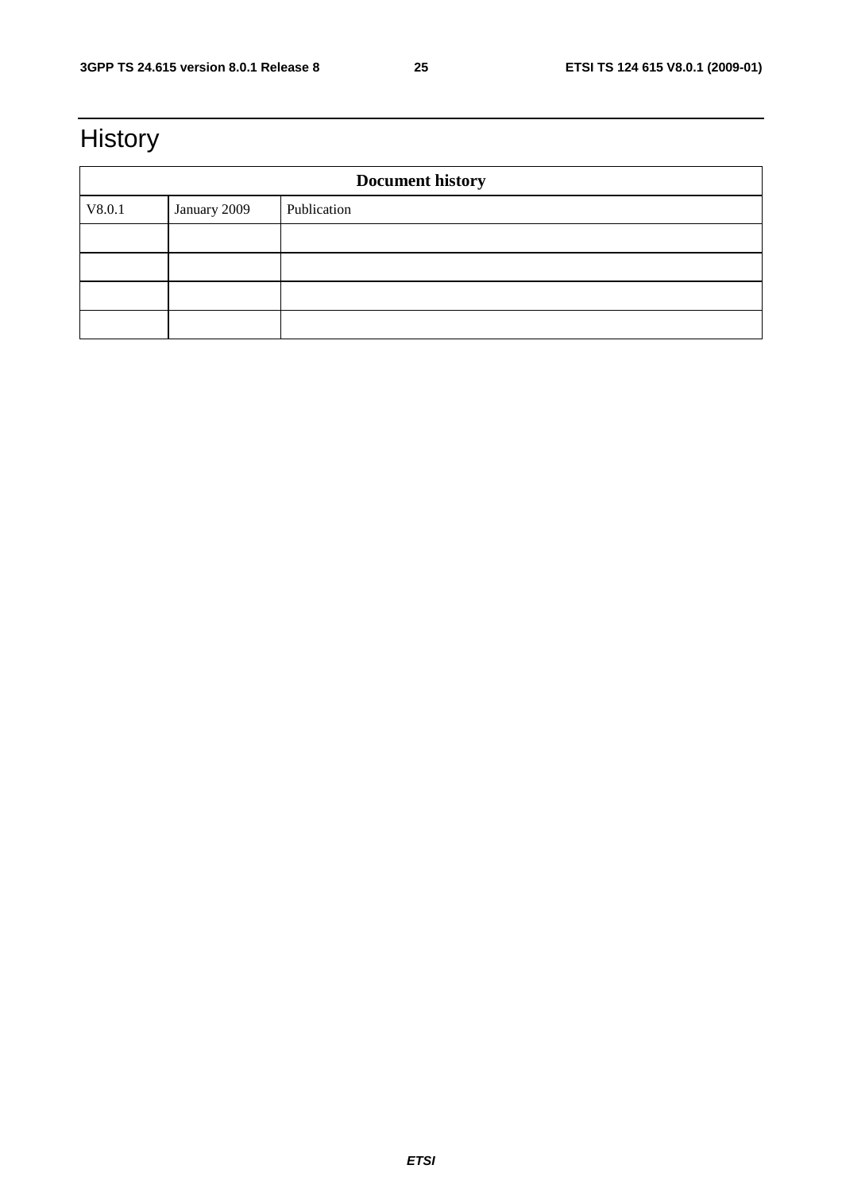# History

| Document history | | |
|---|---|---|
| V8.0.1 | January 2009 | Publication |
| | | |
| | | |
| | | |
| | | |